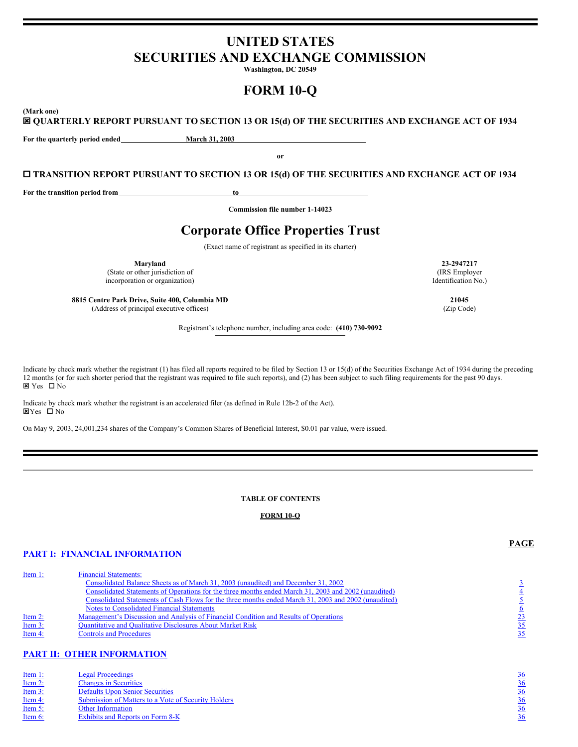# UNITED STATES
# SECURITIES AND EXCHANGE COMMISSION

**Washington, DC 20549**

# FORM 10-Q

**(Mark one)**

☒ **QUARTERLY REPORT PURSUANT TO SECTION 13 OR 15(d) OF THE SECURITIES AND EXCHANGE ACT OF 1934**

**For the quarterly period ended March 31, 2003**

**or**

☐ **TRANSITION REPORT PURSUANT TO SECTION 13 OR 15(d) OF THE SECURITIES AND EXCHANGE ACT OF 1934**

**For the transition period from \_\_\_\_\_\_\_\_\_\_ to \_\_\_\_\_\_\_\_\_\_**

**Commission file number 1-14023**

# Corporate Office Properties Trust

(Exact name of registrant as specified in its charter)

| | |
|---|---|
| **Maryland**<br>(State or other jurisdiction of incorporation or organization) | **23-2947217**<br>(IRS Employer Identification No.) |
| **8815 Centre Park Drive, Suite 400, Columbia MD**<br>(Address of principal executive offices) | **21045**<br>(Zip Code) |

Registrant's telephone number, including area code: **(410) 730-9092**

Indicate by check mark whether the registrant (1) has filed all reports required to be filed by Section 13 or 15(d) of the Securities Exchange Act of 1934 during the preceding 12 months (or for such shorter period that the registrant was required to file such reports), and (2) has been subject to such filing requirements for the past 90 days.
☒ Yes ☐ No

Indicate by check mark whether the registrant is an accelerated filer (as defined in Rule 12b-2 of the Act).
☒Yes ☐ No

On May 9, 2003, 24,001,234 shares of the Company's Common Shares of Beneficial Interest, $0.01 par value, were issued.

**TABLE OF CONTENTS**

**FORM 10-Q**

## PART I: FINANCIAL INFORMATION

| | | PAGE |
|---|---|---|
| Item 1: | Financial Statements: | |
| | Consolidated Balance Sheets as of March 31, 2003 (unaudited) and December 31, 2002 | 3 |
| | Consolidated Statements of Operations for the three months ended March 31, 2003 and 2002 (unaudited) | 4 |
| | Consolidated Statements of Cash Flows for the three months ended March 31, 2003 and 2002 (unaudited) | 5 |
| | Notes to Consolidated Financial Statements | 6 |
| Item 2: | Management's Discussion and Analysis of Financial Condition and Results of Operations | 23 |
| Item 3: | Quantitative and Qualitative Disclosures About Market Risk | 35 |
| Item 4: | Controls and Procedures | 35 |

## PART II: OTHER INFORMATION

| | | |
|---|---|---|
| Item 1: | Legal Proceedings | 36 |
| Item 2: | Changes in Securities | 36 |
| Item 3: | Defaults Upon Senior Securities | 36 |
| Item 4: | Submission of Matters to a Vote of Security Holders | 36 |
| Item 5: | Other Information | 36 |
| Item 6: | Exhibits and Reports on Form 8-K | 36 |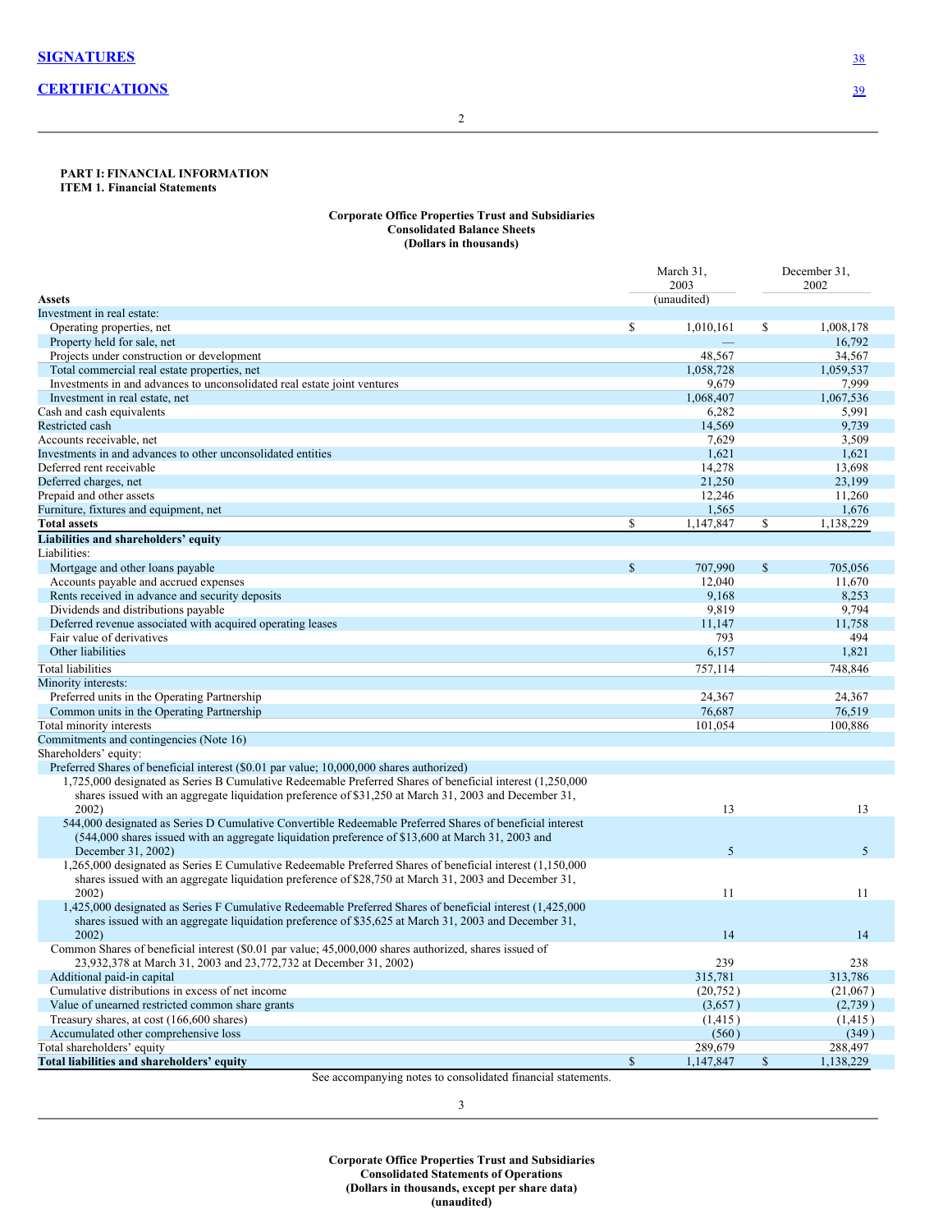**[SIGNATURES](#)** [38](#)

**[CERTIFICATIONS](#)** [39](#)

**PART I: FINANCIAL INFORMATION**
**ITEM 1. Financial Statements**

**Corporate Office Properties Trust and Subsidiaries**
**Consolidated Balance Sheets**
**(Dollars in thousands)**

| **Assets** | March 31, 2003 (unaudited) | December 31, 2002 |
|---|---|---|
| Investment in real estate: | | |
| Operating properties, net | $ 1,010,161 | $ 1,008,178 |
| Property held for sale, net | — | 16,792 |
| Projects under construction or development | 48,567 | 34,567 |
| Total commercial real estate properties, net | 1,058,728 | 1,059,537 |
| Investments in and advances to unconsolidated real estate joint ventures | 9,679 | 7,999 |
| Investment in real estate, net | 1,068,407 | 1,067,536 |
| Cash and cash equivalents | 6,282 | 5,991 |
| Restricted cash | 14,569 | 9,739 |
| Accounts receivable, net | 7,629 | 3,509 |
| Investments in and advances to other unconsolidated entities | 1,621 | 1,621 |
| Deferred rent receivable | 14,278 | 13,698 |
| Deferred charges, net | 21,250 | 23,199 |
| Prepaid and other assets | 12,246 | 11,260 |
| Furniture, fixtures and equipment, net | 1,565 | 1,676 |
| **Total assets** | $ 1,147,847 | $ 1,138,229 |
| **Liabilities and shareholders' equity** | | |
| Liabilities: | | |
| Mortgage and other loans payable | $ 707,990 | $ 705,056 |
| Accounts payable and accrued expenses | 12,040 | 11,670 |
| Rents received in advance and security deposits | 9,168 | 8,253 |
| Dividends and distributions payable | 9,819 | 9,794 |
| Deferred revenue associated with acquired operating leases | 11,147 | 11,758 |
| Fair value of derivatives | 793 | 494 |
| Other liabilities | 6,157 | 1,821 |
| Total liabilities | 757,114 | 748,846 |
| Minority interests: | | |
| Preferred units in the Operating Partnership | 24,367 | 24,367 |
| Common units in the Operating Partnership | 76,687 | 76,519 |
| Total minority interests | 101,054 | 100,886 |
| Commitments and contingencies (Note 16) | | |
| Shareholders' equity: | | |
| Preferred Shares of beneficial interest ($0.01 par value; 10,000,000 shares authorized) | | |
| 1,725,000 designated as Series B Cumulative Redeemable Preferred Shares of beneficial interest (1,250,000 shares issued with an aggregate liquidation preference of $31,250 at March 31, 2003 and December 31, 2002) | 13 | 13 |
| 544,000 designated as Series D Cumulative Convertible Redeemable Preferred Shares of beneficial interest (544,000 shares issued with an aggregate liquidation preference of $13,600 at March 31, 2003 and December 31, 2002) | 5 | 5 |
| 1,265,000 designated as Series E Cumulative Redeemable Preferred Shares of beneficial interest (1,150,000 shares issued with an aggregate liquidation preference of $28,750 at March 31, 2003 and December 31, 2002) | 11 | 11 |
| 1,425,000 designated as Series F Cumulative Redeemable Preferred Shares of beneficial interest (1,425,000 shares issued with an aggregate liquidation preference of $35,625 at March 31, 2003 and December 31, 2002) | 14 | 14 |
| Common Shares of beneficial interest ($0.01 par value; 45,000,000 shares authorized, shares issued of 23,932,378 at March 31, 2003 and 23,772,732 at December 31, 2002) | 239 | 238 |
| Additional paid-in capital | 315,781 | 313,786 |
| Cumulative distributions in excess of net income | (20,752) | (21,067) |
| Value of unearned restricted common share grants | (3,657) | (2,739) |
| Treasury shares, at cost (166,600 shares) | (1,415) | (1,415) |
| Accumulated other comprehensive loss | (560) | (349) |
| Total shareholders' equity | 289,679 | 288,497 |
| **Total liabilities and shareholders' equity** | $ 1,147,847 | $ 1,138,229 |

See accompanying notes to consolidated financial statements.

**Corporate Office Properties Trust and Subsidiaries**
**Consolidated Statements of Operations**
**(Dollars in thousands, except per share data)**
**(unaudited)**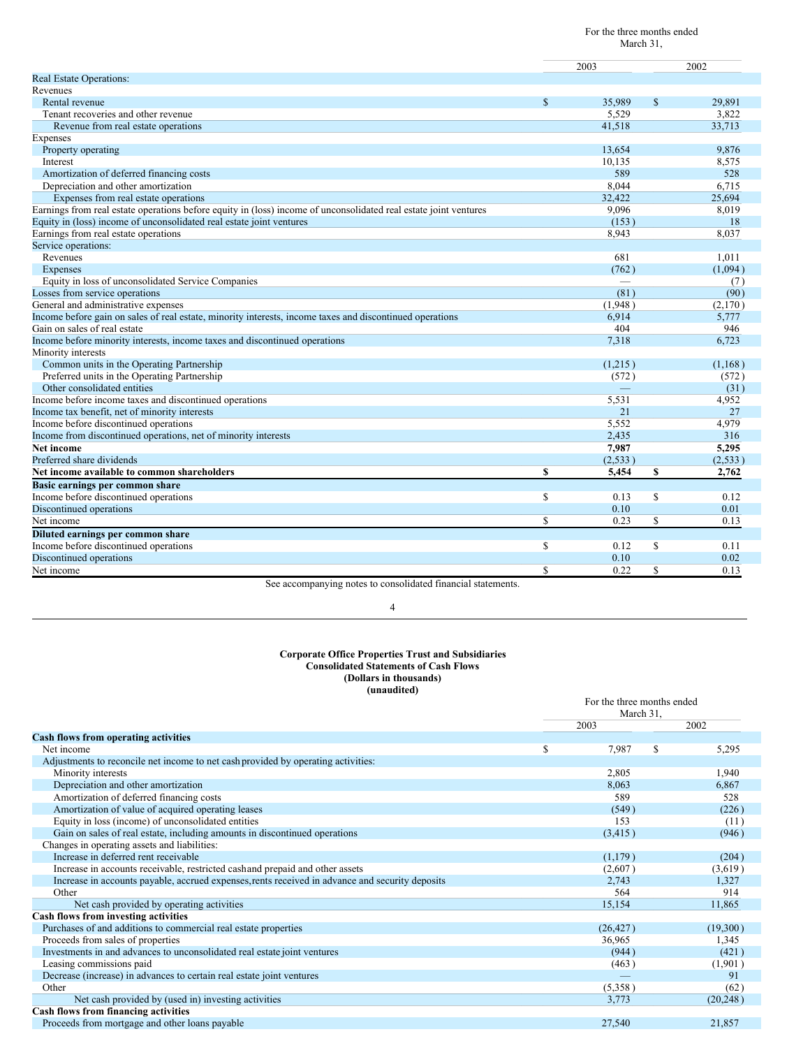| | For the three months ended March 31, | |
|---|---|---|
| | 2003 | 2002 |
| Real Estate Operations: | | |
| Revenues | | |
| Rental revenue | $ 35,989 | $ 29,891 |
| Tenant recoveries and other revenue | 5,529 | 3,822 |
| Revenue from real estate operations | 41,518 | 33,713 |
| Expenses | | |
| Property operating | 13,654 | 9,876 |
| Interest | 10,135 | 8,575 |
| Amortization of deferred financing costs | 589 | 528 |
| Depreciation and other amortization | 8,044 | 6,715 |
| Expenses from real estate operations | 32,422 | 25,694 |
| Earnings from real estate operations before equity in (loss) income of unconsolidated real estate joint ventures | 9,096 | 8,019 |
| Equity in (loss) income of unconsolidated real estate joint ventures | (153) | 18 |
| Earnings from real estate operations | 8,943 | 8,037 |
| Service operations: | | |
| Revenues | 681 | 1,011 |
| Expenses | (762) | (1,094) |
| Equity in loss of unconsolidated Service Companies | — | (7) |
| Losses from service operations | (81) | (90) |
| General and administrative expenses | (1,948) | (2,170) |
| Income before gain on sales of real estate, minority interests, income taxes and discontinued operations | 6,914 | 5,777 |
| Gain on sales of real estate | 404 | 946 |
| Income before minority interests, income taxes and discontinued operations | 7,318 | 6,723 |
| Minority interests | | |
| Common units in the Operating Partnership | (1,215) | (1,168) |
| Preferred units in the Operating Partnership | (572) | (572) |
| Other consolidated entities | — | (31) |
| Income before income taxes and discontinued operations | 5,531 | 4,952 |
| Income tax benefit, net of minority interests | 21 | 27 |
| Income before discontinued operations | 5,552 | 4,979 |
| Income from discontinued operations, net of minority interests | 2,435 | 316 |
| **Net income** | **7,987** | **5,295** |
| Preferred share dividends | (2,533) | (2,533) |
| **Net income available to common shareholders** | **$ 5,454** | **$ 2,762** |
| **Basic earnings per common share** | | |
| Income before discontinued operations | $ 0.13 | $ 0.12 |
| Discontinued operations | 0.10 | 0.01 |
| Net income | $ 0.23 | $ 0.13 |
| **Diluted earnings per common share** | | |
| Income before discontinued operations | $ 0.12 | $ 0.11 |
| Discontinued operations | 0.10 | 0.02 |
| Net income | $ 0.22 | $ 0.13 |

See accompanying notes to consolidated financial statements.

**Corporate Office Properties Trust and Subsidiaries**
**Consolidated Statements of Cash Flows**
**(Dollars in thousands)**
**(unaudited)**

| | For the three months ended March 31, | |
|---|---|---|
| | 2003 | 2002 |
| **Cash flows from operating activities** | | |
| Net income | $ 7,987 | $ 5,295 |
| Adjustments to reconcile net income to net cash provided by operating activities: | | |
| Minority interests | 2,805 | 1,940 |
| Depreciation and other amortization | 8,063 | 6,867 |
| Amortization of deferred financing costs | 589 | 528 |
| Amortization of value of acquired operating leases | (549) | (226) |
| Equity in loss (income) of unconsolidated entities | 153 | (11) |
| Gain on sales of real estate, including amounts in discontinued operations | (3,415) | (946) |
| Changes in operating assets and liabilities: | | |
| Increase in deferred rent receivable | (1,179) | (204) |
| Increase in accounts receivable, restricted cash and prepaid and other assets | (2,607) | (3,619) |
| Increase in accounts payable, accrued expenses, rents received in advance and security deposits | 2,743 | 1,327 |
| Other | 564 | 914 |
| Net cash provided by operating activities | 15,154 | 11,865 |
| **Cash flows from investing activities** | | |
| Purchases of and additions to commercial real estate properties | (26,427) | (19,300) |
| Proceeds from sales of properties | 36,965 | 1,345 |
| Investments in and advances to unconsolidated real estate joint ventures | (944) | (421) |
| Leasing commissions paid | (463) | (1,901) |
| Decrease (increase) in advances to certain real estate joint ventures | — | 91 |
| Other | (5,358) | (62) |
| Net cash provided by (used in) investing activities | 3,773 | (20,248) |
| **Cash flows from financing activities** | | |
| Proceeds from mortgage and other loans payable | 27,540 | 21,857 |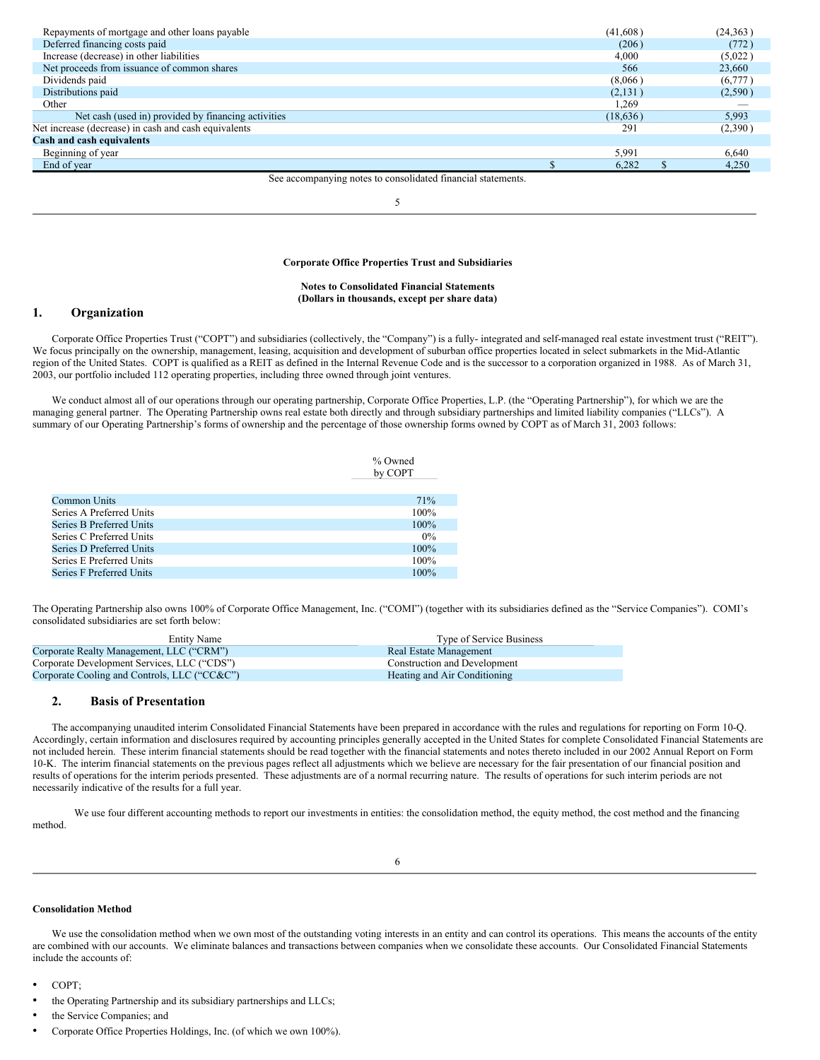| | | |
|---|---|---|
| Repayments of mortgage and other loans payable | (41,608) | (24,363) |
| Deferred financing costs paid | (206) | (772) |
| Increase (decrease) in other liabilities | 4,000 | (5,022) |
| Net proceeds from issuance of common shares | 566 | 23,660 |
| Dividends paid | (8,066) | (6,777) |
| Distributions paid | (2,131) | (2,590) |
| Other | 1,269 | — |
| Net cash (used in) provided by financing activities | (18,636) | 5,993 |
| Net increase (decrease) in cash and cash equivalents | 291 | (2,390) |
| **Cash and cash equivalents** | | |
| Beginning of year | 5,991 | 6,640 |
| End of year | $ 6,282 | $ 4,250 |

See accompanying notes to consolidated financial statements.

**Corporate Office Properties Trust and Subsidiaries**

**Notes to Consolidated Financial Statements**
**(Dollars in thousands, except per share data)**

## 1. Organization

Corporate Office Properties Trust ("COPT") and subsidiaries (collectively, the "Company") is a fully- integrated and self-managed real estate investment trust ("REIT"). We focus principally on the ownership, management, leasing, acquisition and development of suburban office properties located in select submarkets in the Mid-Atlantic region of the United States. COPT is qualified as a REIT as defined in the Internal Revenue Code and is the successor to a corporation organized in 1988. As of March 31, 2003, our portfolio included 112 operating properties, including three owned through joint ventures.

We conduct almost all of our operations through our operating partnership, Corporate Office Properties, L.P. (the "Operating Partnership"), for which we are the managing general partner. The Operating Partnership owns real estate both directly and through subsidiary partnerships and limited liability companies ("LLCs"). A summary of our Operating Partnership's forms of ownership and the percentage of those ownership forms owned by COPT as of March 31, 2003 follows:

| | % Owned by COPT |
|---|---|
| Common Units | 71% |
| Series A Preferred Units | 100% |
| Series B Preferred Units | 100% |
| Series C Preferred Units | 0% |
| Series D Preferred Units | 100% |
| Series E Preferred Units | 100% |
| Series F Preferred Units | 100% |

The Operating Partnership also owns 100% of Corporate Office Management, Inc. ("COMI") (together with its subsidiaries defined as the "Service Companies"). COMI's consolidated subsidiaries are set forth below:

| Entity Name | Type of Service Business |
|---|---|
| Corporate Realty Management, LLC ("CRM") | Real Estate Management |
| Corporate Development Services, LLC ("CDS") | Construction and Development |
| Corporate Cooling and Controls, LLC ("CC&C") | Heating and Air Conditioning |

## 2. Basis of Presentation

The accompanying unaudited interim Consolidated Financial Statements have been prepared in accordance with the rules and regulations for reporting on Form 10-Q. Accordingly, certain information and disclosures required by accounting principles generally accepted in the United States for complete Consolidated Financial Statements are not included herein. These interim financial statements should be read together with the financial statements and notes thereto included in our 2002 Annual Report on Form 10-K. The interim financial statements on the previous pages reflect all adjustments which we believe are necessary for the fair presentation of our financial position and results of operations for the interim periods presented. These adjustments are of a normal recurring nature. The results of operations for such interim periods are not necessarily indicative of the results for a full year.

We use four different accounting methods to report our investments in entities: the consolidation method, the equity method, the cost method and the financing method.

**Consolidation Method**

We use the consolidation method when we own most of the outstanding voting interests in an entity and can control its operations. This means the accounts of the entity are combined with our accounts. We eliminate balances and transactions between companies when we consolidate these accounts. Our Consolidated Financial Statements include the accounts of:

- COPT;
- the Operating Partnership and its subsidiary partnerships and LLCs;
- the Service Companies; and
- Corporate Office Properties Holdings, Inc. (of which we own 100%).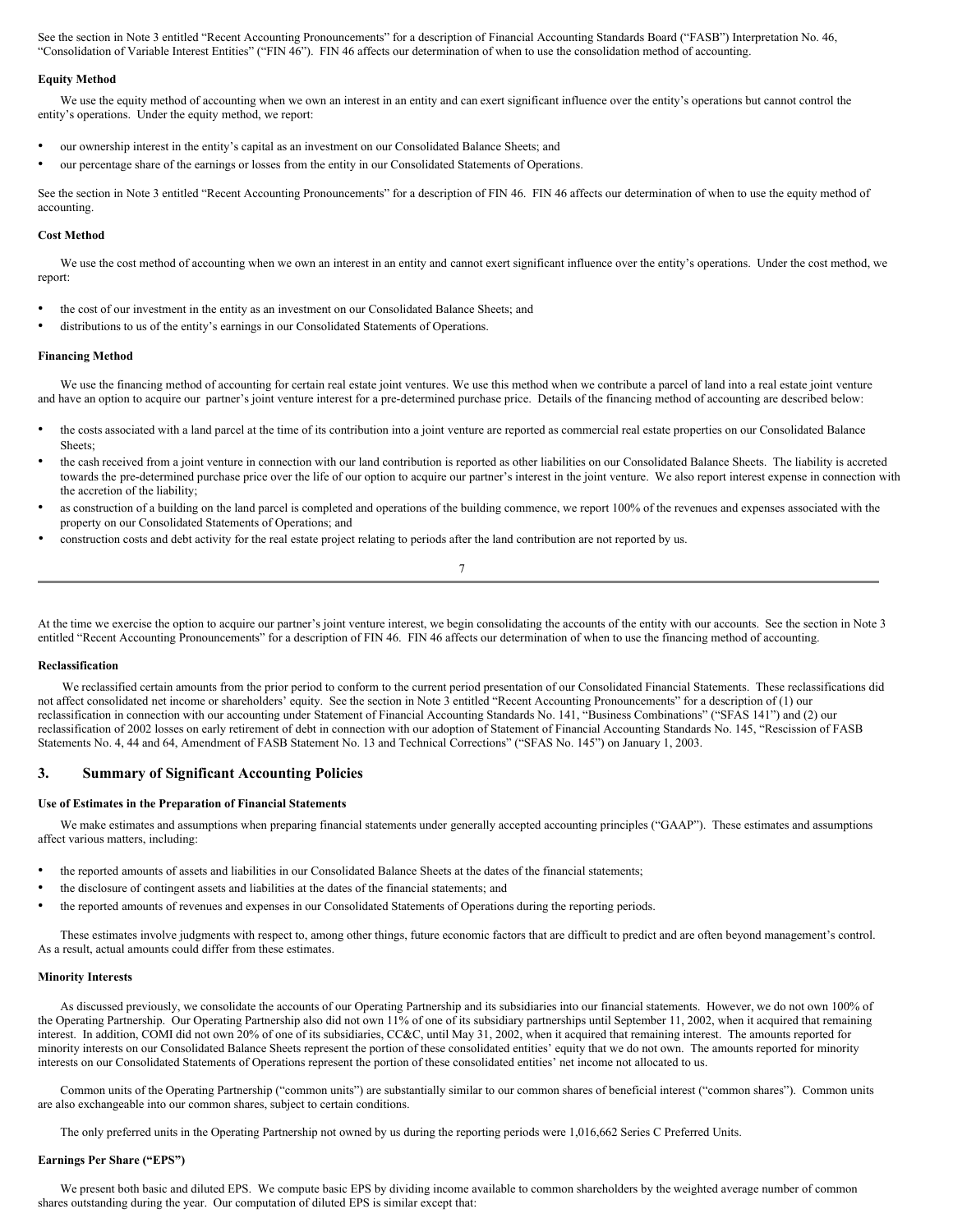See the section in Note 3 entitled "Recent Accounting Pronouncements" for a description of Financial Accounting Standards Board ("FASB") Interpretation No. 46, "Consolidation of Variable Interest Entities" ("FIN 46"). FIN 46 affects our determination of when to use the consolidation method of accounting.

**Equity Method**

We use the equity method of accounting when we own an interest in an entity and can exert significant influence over the entity's operations but cannot control the entity's operations. Under the equity method, we report:

- our ownership interest in the entity's capital as an investment on our Consolidated Balance Sheets; and
- our percentage share of the earnings or losses from the entity in our Consolidated Statements of Operations.

See the section in Note 3 entitled "Recent Accounting Pronouncements" for a description of FIN 46. FIN 46 affects our determination of when to use the equity method of accounting.

**Cost Method**

We use the cost method of accounting when we own an interest in an entity and cannot exert significant influence over the entity's operations. Under the cost method, we report:

- the cost of our investment in the entity as an investment on our Consolidated Balance Sheets; and
- distributions to us of the entity's earnings in our Consolidated Statements of Operations.

**Financing Method**

We use the financing method of accounting for certain real estate joint ventures. We use this method when we contribute a parcel of land into a real estate joint venture and have an option to acquire our partner's joint venture interest for a pre-determined purchase price. Details of the financing method of accounting are described below:

- the costs associated with a land parcel at the time of its contribution into a joint venture are reported as commercial real estate properties on our Consolidated Balance Sheets;
- the cash received from a joint venture in connection with our land contribution is reported as other liabilities on our Consolidated Balance Sheets. The liability is accreted towards the pre-determined purchase price over the life of our option to acquire our partner's interest in the joint venture. We also report interest expense in connection with the accretion of the liability;
- as construction of a building on the land parcel is completed and operations of the building commence, we report 100% of the revenues and expenses associated with the property on our Consolidated Statements of Operations; and
- construction costs and debt activity for the real estate project relating to periods after the land contribution are not reported by us.

At the time we exercise the option to acquire our partner's joint venture interest, we begin consolidating the accounts of the entity with our accounts. See the section in Note 3 entitled "Recent Accounting Pronouncements" for a description of FIN 46. FIN 46 affects our determination of when to use the financing method of accounting.

**Reclassification**

We reclassified certain amounts from the prior period to conform to the current period presentation of our Consolidated Financial Statements. These reclassifications did not affect consolidated net income or shareholders' equity. See the section in Note 3 entitled "Recent Accounting Pronouncements" for a description of (1) our reclassification in connection with our accounting under Statement of Financial Accounting Standards No. 141, "Business Combinations" ("SFAS 141") and (2) our reclassification of 2002 losses on early retirement of debt in connection with our adoption of Statement of Financial Accounting Standards No. 145, "Rescission of FASB Statements No. 4, 44 and 64, Amendment of FASB Statement No. 13 and Technical Corrections" ("SFAS No. 145") on January 1, 2003.

## 3. Summary of Significant Accounting Policies

**Use of Estimates in the Preparation of Financial Statements**

We make estimates and assumptions when preparing financial statements under generally accepted accounting principles ("GAAP"). These estimates and assumptions affect various matters, including:

- the reported amounts of assets and liabilities in our Consolidated Balance Sheets at the dates of the financial statements;
- the disclosure of contingent assets and liabilities at the dates of the financial statements; and
- the reported amounts of revenues and expenses in our Consolidated Statements of Operations during the reporting periods.

These estimates involve judgments with respect to, among other things, future economic factors that are difficult to predict and are often beyond management's control. As a result, actual amounts could differ from these estimates.

**Minority Interests**

As discussed previously, we consolidate the accounts of our Operating Partnership and its subsidiaries into our financial statements. However, we do not own 100% of the Operating Partnership. Our Operating Partnership also did not own 11% of one of its subsidiary partnerships until September 11, 2002, when it acquired that remaining interest. In addition, COMI did not own 20% of one of its subsidiaries, CC&C, until May 31, 2002, when it acquired that remaining interest. The amounts reported for minority interests on our Consolidated Balance Sheets represent the portion of these consolidated entities' equity that we do not own. The amounts reported for minority interests on our Consolidated Statements of Operations represent the portion of these consolidated entities' net income not allocated to us.

Common units of the Operating Partnership ("common units") are substantially similar to our common shares of beneficial interest ("common shares"). Common units are also exchangeable into our common shares, subject to certain conditions.

The only preferred units in the Operating Partnership not owned by us during the reporting periods were 1,016,662 Series C Preferred Units.

**Earnings Per Share ("EPS")**

We present both basic and diluted EPS. We compute basic EPS by dividing income available to common shareholders by the weighted average number of common shares outstanding during the year. Our computation of diluted EPS is similar except that: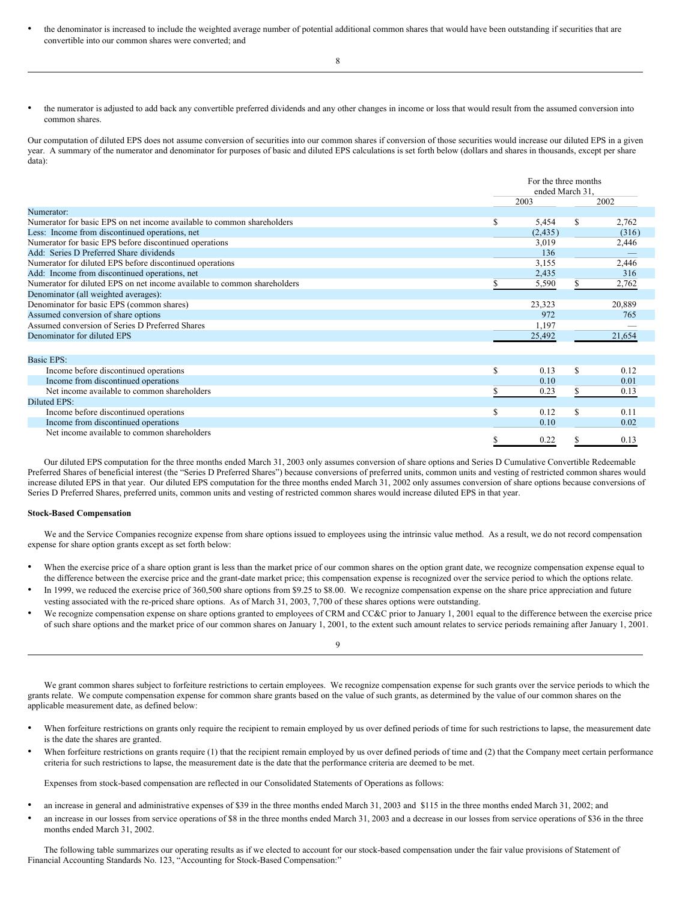- the denominator is increased to include the weighted average number of potential additional common shares that would have been outstanding if securities that are convertible into our common shares were converted; and

- the numerator is adjusted to add back any convertible preferred dividends and any other changes in income or loss that would result from the assumed conversion into common shares.

Our computation of diluted EPS does not assume conversion of securities into our common shares if conversion of those securities would increase our diluted EPS in a given year. A summary of the numerator and denominator for purposes of basic and diluted EPS calculations is set forth below (dollars and shares in thousands, except per share data):

| | For the three months ended March 31, | |
|---|---|---|
| | 2003 | 2002 |
| Numerator: | | |
| Numerator for basic EPS on net income available to common shareholders | $ 5,454 | $ 2,762 |
| Less: Income from discontinued operations, net | (2,435) | (316) |
| Numerator for basic EPS before discontinued operations | 3,019 | 2,446 |
| Add: Series D Preferred Share dividends | 136 | — |
| Numerator for diluted EPS before discontinued operations | 3,155 | 2,446 |
| Add: Income from discontinued operations, net | 2,435 | 316 |
| Numerator for diluted EPS on net income available to common shareholders | $ 5,590 | $ 2,762 |
| Denominator (all weighted averages): | | |
| Denominator for basic EPS (common shares) | 23,323 | 20,889 |
| Assumed conversion of share options | 972 | 765 |
| Assumed conversion of Series D Preferred Shares | 1,197 | — |
| Denominator for diluted EPS | 25,492 | 21,654 |
| | | |
| Basic EPS: | | |
| Income before discontinued operations | $ 0.13 | $ 0.12 |
| Income from discontinued operations | 0.10 | 0.01 |
| Net income available to common shareholders | $ 0.23 | $ 0.13 |
| Diluted EPS: | | |
| Income before discontinued operations | $ 0.12 | $ 0.11 |
| Income from discontinued operations | 0.10 | 0.02 |
| Net income available to common shareholders | $ 0.22 | $ 0.13 |

Our diluted EPS computation for the three months ended March 31, 2003 only assumes conversion of share options and Series D Cumulative Convertible Redeemable Preferred Shares of beneficial interest (the "Series D Preferred Shares") because conversions of preferred units, common units and vesting of restricted common shares would increase diluted EPS in that year. Our diluted EPS computation for the three months ended March 31, 2002 only assumes conversion of share options because conversions of Series D Preferred Shares, preferred units, common units and vesting of restricted common shares would increase diluted EPS in that year.

**Stock-Based Compensation**

We and the Service Companies recognize expense from share options issued to employees using the intrinsic value method. As a result, we do not record compensation expense for share option grants except as set forth below:

- When the exercise price of a share option grant is less than the market price of our common shares on the option grant date, we recognize compensation expense equal to the difference between the exercise price and the grant-date market price; this compensation expense is recognized over the service period to which the options relate.
- In 1999, we reduced the exercise price of 360,500 share options from $9.25 to $8.00. We recognize compensation expense on the share price appreciation and future vesting associated with the re-priced share options. As of March 31, 2003, 7,700 of these shares options were outstanding.
- We recognize compensation expense on share options granted to employees of CRM and CC&C prior to January 1, 2001 equal to the difference between the exercise price of such share options and the market price of our common shares on January 1, 2001, to the extent such amount relates to service periods remaining after January 1, 2001.

We grant common shares subject to forfeiture restrictions to certain employees. We recognize compensation expense for such grants over the service periods to which the grants relate. We compute compensation expense for common share grants based on the value of such grants, as determined by the value of our common shares on the applicable measurement date, as defined below:

- When forfeiture restrictions on grants only require the recipient to remain employed by us over defined periods of time for such restrictions to lapse, the measurement date is the date the shares are granted.
- When forfeiture restrictions on grants require (1) that the recipient remain employed by us over defined periods of time and (2) that the Company meet certain performance criteria for such restrictions to lapse, the measurement date is the date that the performance criteria are deemed to be met.

Expenses from stock-based compensation are reflected in our Consolidated Statements of Operations as follows:

- an increase in general and administrative expenses of $39 in the three months ended March 31, 2003 and $115 in the three months ended March 31, 2002; and
- an increase in our losses from service operations of $8 in the three months ended March 31, 2003 and a decrease in our losses from service operations of $36 in the three months ended March 31, 2002.

The following table summarizes our operating results as if we elected to account for our stock-based compensation under the fair value provisions of Statement of Financial Accounting Standards No. 123, "Accounting for Stock-Based Compensation:"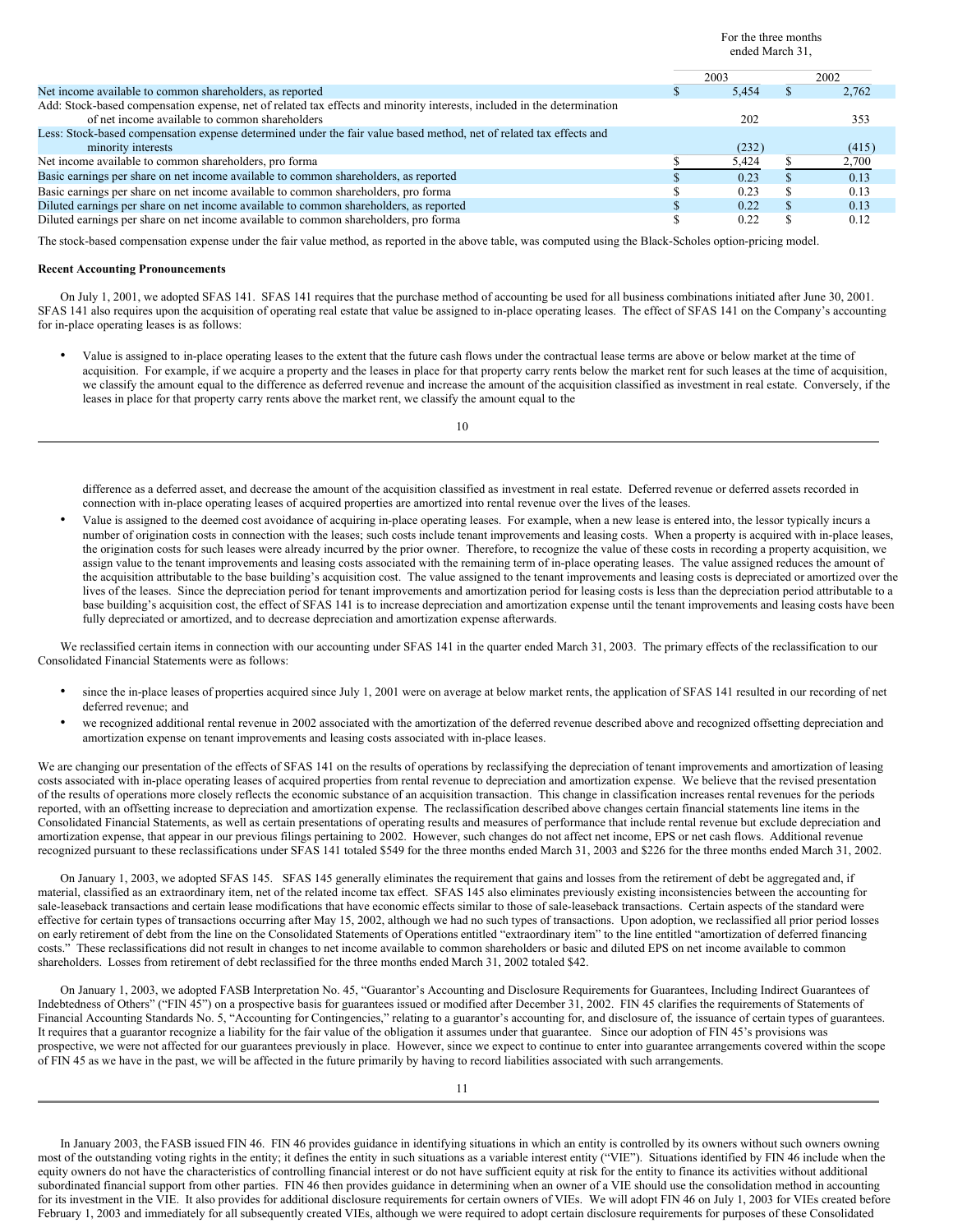| | For the three months ended March 31, | |
|---|---|---|
| | 2003 | 2002 |
| Net income available to common shareholders, as reported | $ 5,454 | $ 2,762 |
| Add: Stock-based compensation expense, net of related tax effects and minority interests, included in the determination of net income available to common shareholders | 202 | 353 |
| Less: Stock-based compensation expense determined under the fair value based method, net of related tax effects and minority interests | (232) | (415) |
| Net income available to common shareholders, pro forma | $ 5,424 | $ 2,700 |
| Basic earnings per share on net income available to common shareholders, as reported | $ 0.23 | $ 0.13 |
| Basic earnings per share on net income available to common shareholders, pro forma | $ 0.23 | $ 0.13 |
| Diluted earnings per share on net income available to common shareholders, as reported | $ 0.22 | $ 0.13 |
| Diluted earnings per share on net income available to common shareholders, pro forma | $ 0.22 | $ 0.12 |

The stock-based compensation expense under the fair value method, as reported in the above table, was computed using the Black-Scholes option-pricing model.

**Recent Accounting Pronouncements**

On July 1, 2001, we adopted SFAS 141. SFAS 141 requires that the purchase method of accounting be used for all business combinations initiated after June 30, 2001. SFAS 141 also requires upon the acquisition of operating real estate that value be assigned to in-place operating leases. The effect of SFAS 141 on the Company's accounting for in-place operating leases is as follows:

- Value is assigned to in-place operating leases to the extent that the future cash flows under the contractual lease terms are above or below market at the time of acquisition. For example, if we acquire a property and the leases in place for that property carry rents below the market rent for such leases at the time of acquisition, we classify the amount equal to the difference as deferred revenue and increase the amount of the acquisition classified as investment in real estate. Conversely, if the leases in place for that property carry rents above the market rent, we classify the amount equal to the difference as a deferred asset, and decrease the amount of the acquisition classified as investment in real estate. Deferred revenue or deferred assets recorded in connection with in-place operating leases of acquired properties are amortized into rental revenue over the lives of the leases.
- Value is assigned to the deemed cost avoidance of acquiring in-place operating leases. For example, when a new lease is entered into, the lessor typically incurs a number of origination costs in connection with the leases; such costs include tenant improvements and leasing costs. When a property is acquired with in-place leases, the origination costs for such leases were already incurred by the prior owner. Therefore, to recognize the value of these costs in recording a property acquisition, we assign value to the tenant improvements and leasing costs associated with the remaining term of in-place operating leases. The value assigned reduces the amount of the acquisition attributable to the base building's acquisition cost. The value assigned to the tenant improvements and leasing costs is depreciated or amortized over the lives of the leases. Since the depreciation period for tenant improvements and amortization period for leasing costs is less than the depreciation period attributable to a base building's acquisition cost, the effect of SFAS 141 is to increase depreciation and amortization expense until the tenant improvements and leasing costs have been fully depreciated or amortized, and to decrease depreciation and amortization expense afterwards.

We reclassified certain items in connection with our accounting under SFAS 141 in the quarter ended March 31, 2003. The primary effects of the reclassification to our Consolidated Financial Statements were as follows:

- since the in-place leases of properties acquired since July 1, 2001 were on average at below market rents, the application of SFAS 141 resulted in our recording of net deferred revenue; and
- we recognized additional rental revenue in 2002 associated with the amortization of the deferred revenue described above and recognized offsetting depreciation and amortization expense on tenant improvements and leasing costs associated with in-place leases.

We are changing our presentation of the effects of SFAS 141 on the results of operations by reclassifying the depreciation of tenant improvements and amortization of leasing costs associated with in-place operating leases of acquired properties from rental revenue to depreciation and amortization expense. We believe that the revised presentation of the results of operations more closely reflects the economic substance of an acquisition transaction. This change in classification increases rental revenues for the periods reported, with an offsetting increase to depreciation and amortization expense. The reclassification described above changes certain financial statements line items in the Consolidated Financial Statements, as well as certain presentations of operating results and measures of performance that include rental revenue but exclude depreciation and amortization expense, that appear in our previous filings pertaining to 2002. However, such changes do not affect net income, EPS or net cash flows. Additional revenue recognized pursuant to these reclassifications under SFAS 141 totaled $549 for the three months ended March 31, 2003 and $226 for the three months ended March 31, 2002.

On January 1, 2003, we adopted SFAS 145. SFAS 145 generally eliminates the requirement that gains and losses from the retirement of debt be aggregated and, if material, classified as an extraordinary item, net of the related income tax effect. SFAS 145 also eliminates previously existing inconsistencies between the accounting for sale-leaseback transactions and certain lease modifications that have economic effects similar to those of sale-leaseback transactions. Certain aspects of the standard were effective for certain types of transactions occurring after May 15, 2002, although we had no such types of transactions. Upon adoption, we reclassified all prior period losses on early retirement of debt from the line on the Consolidated Statements of Operations entitled "extraordinary item" to the line entitled "amortization of deferred financing costs." These reclassifications did not result in changes to net income available to common shareholders or basic and diluted EPS on net income available to common shareholders. Losses from retirement of debt reclassified for the three months ended March 31, 2002 totaled $42.

On January 1, 2003, we adopted FASB Interpretation No. 45, "Guarantor's Accounting and Disclosure Requirements for Guarantees, Including Indirect Guarantees of Indebtedness of Others" ("FIN 45") on a prospective basis for guarantees issued or modified after December 31, 2002. FIN 45 clarifies the requirements of Statements of Financial Accounting Standards No. 5, "Accounting for Contingencies," relating to a guarantor's accounting for, and disclosure of, the issuance of certain types of guarantees. It requires that a guarantor recognize a liability for the fair value of the obligation it assumes under that guarantee. Since our adoption of FIN 45's provisions was prospective, we were not affected for our guarantees previously in place. However, since we expect to continue to enter into guarantee arrangements covered within the scope of FIN 45 as we have in the past, we will be affected in the future primarily by having to record liabilities associated with such arrangements.

In January 2003, the FASB issued FIN 46. FIN 46 provides guidance in identifying situations in which an entity is controlled by its owners without such owners owning most of the outstanding voting rights in the entity; it defines the entity in such situations as a variable interest entity ("VIE"). Situations identified by FIN 46 include when the equity owners do not have the characteristics of controlling financial interest or do not have sufficient equity at risk for the entity to finance its activities without additional subordinated financial support from other parties. FIN 46 then provides guidance in determining when an owner of a VIE should use the consolidation method in accounting for its investment in the VIE. It also provides for additional disclosure requirements for certain owners of VIEs. We will adopt FIN 46 on July 1, 2003 for VIEs created before February 1, 2003 and immediately for all subsequently created VIEs, although we were required to adopt certain disclosure requirements for purposes of these Consolidated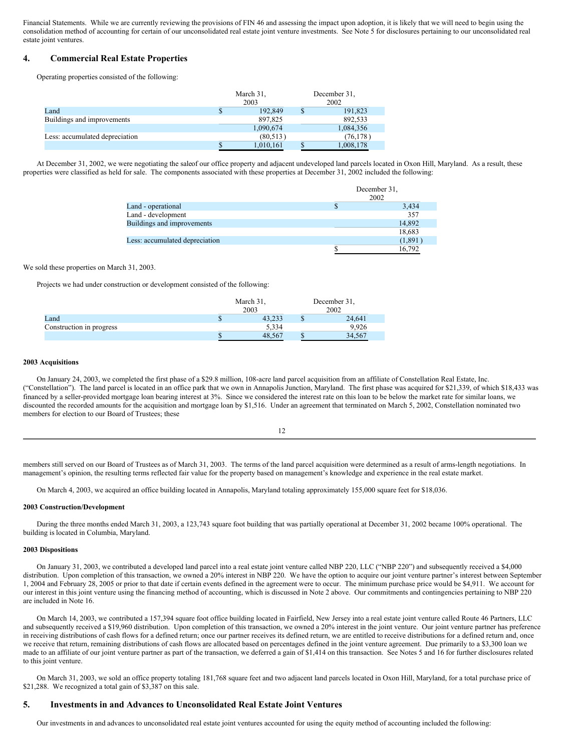Financial Statements.  While we are currently reviewing the provisions of FIN 46 and assessing the impact upon adoption, it is likely that we will need to begin using the consolidation method of accounting for certain of our unconsolidated real estate joint venture investments.  See Note 5 for disclosures pertaining to our unconsolidated real estate joint ventures.

## 4. Commercial Real Estate Properties

Operating properties consisted of the following:

| | March 31, 2003 | December 31, 2002 |
|---|---|---|
| Land | $ 192,849 | $ 191,823 |
| Buildings and improvements | 897,825 | 892,533 |
| | 1,090,674 | 1,084,356 |
| Less: accumulated depreciation | (80,513) | (76,178) |
| | $ 1,010,161 | $ 1,008,178 |

At December 31, 2002, we were negotiating the saleof our office property and adjacent undeveloped land parcels located in Oxon Hill, Maryland.  As a result, these properties were classified as held for sale.  The components associated with these properties at December 31, 2002 included the following:

| | December 31, 2002 |
|---|---|
| Land - operational | $ 3,434 |
| Land - development | 357 |
| Buildings and improvements | 14,892 |
| | 18,683 |
| Less: accumulated depreciation | (1,891) |
| | $ 16,792 |

We sold these properties on March 31, 2003.

Projects we had under construction or development consisted of the following:

| | March 31, 2003 | December 31, 2002 |
|---|---|---|
| Land | $ 43,233 | $ 24,641 |
| Construction in progress | 5,334 | 9,926 |
| | $ 48,567 | $ 34,567 |

**2003 Acquisitions**

On January 24, 2003, we completed the first phase of a $29.8 million, 108-acre land parcel acquisition from an affiliate of Constellation Real Estate, Inc. ("Constellation").  The land parcel is located in an office park that we own in Annapolis Junction, Maryland.  The first phase was acquired for $21,339, of which $18,433 was financed by a seller-provided mortgage loan bearing interest at 3%.  Since we considered the interest rate on this loan to be below the market rate for similar loans, we discounted the recorded amounts for the acquisition and mortgage loan by $1,516.  Under an agreement that terminated on March 5, 2002, Constellation nominated two members for election to our Board of Trustees; these members still served on our Board of Trustees as of March 31, 2003.  The terms of the land parcel acquisition were determined as a result of arms-length negotiations.  In management's opinion, the resulting terms reflected fair value for the property based on management's knowledge and experience in the real estate market.

On March 4, 2003, we acquired an office building located in Annapolis, Maryland totaling approximately 155,000 square feet for $18,036.

**2003 Construction/Development**

During the three months ended March 31, 2003, a 123,743 square foot building that was partially operational at December 31, 2002 became 100% operational.  The building is located in Columbia, Maryland.

**2003 Dispositions**

On January 31, 2003, we contributed a developed land parcel into a real estate joint venture called NBP 220, LLC ("NBP 220") and subsequently received a $4,000 distribution.  Upon completion of this transaction, we owned a 20% interest in NBP 220.  We have the option to acquire our joint venture partner's interest between September 1, 2004 and February 28, 2005 or prior to that date if certain events defined in the agreement were to occur.  The minimum purchase price would be $4,911.  We account for our interest in this joint venture using the financing method of accounting, which is discussed in Note 2 above.  Our commitments and contingencies pertaining to NBP 220 are included in Note 16.

On March 14, 2003, we contributed a 157,394 square foot office building located in Fairfield, New Jersey into a real estate joint venture called Route 46 Partners, LLC and subsequently received a $19,960 distribution.  Upon completion of this transaction, we owned a 20% interest in the joint venture.  Our joint venture partner has preference in receiving distributions of cash flows for a defined return; once our partner receives its defined return, we are entitled to receive distributions for a defined return and, once we receive that return, remaining distributions of cash flows are allocated based on percentages defined in the joint venture agreement.  Due primarily to a $3,300 loan we made to an affiliate of our joint venture partner as part of the transaction, we deferred a gain of $1,414 on this transaction.  See Notes 5 and 16 for further disclosures related to this joint venture.

On March 31, 2003, we sold an office property totaling 181,768 square feet and two adjacent land parcels located in Oxon Hill, Maryland, for a total purchase price of $21,288.  We recognized a total gain of $3,387 on this sale.

## 5. Investments in and Advances to Unconsolidated Real Estate Joint Ventures

Our investments in and advances to unconsolidated real estate joint ventures accounted for using the equity method of accounting included the following: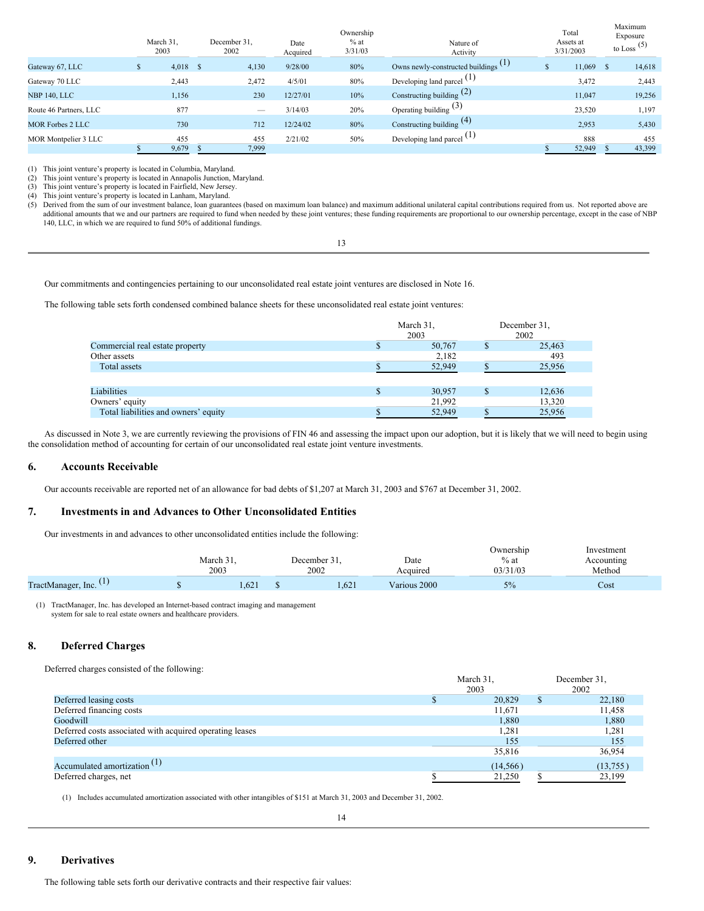| | March 31, 2003 | December 31, 2002 | Date Acquired | Ownership % at 3/31/03 | Nature of Activity | Total Assets at 3/31/2003 | Maximum Exposure to Loss (5) |
|---|---|---|---|---|---|---|---|
| Gateway 67, LLC | $ 4,018 | $ 4,130 | 9/28/00 | 80% | Owns newly-constructed buildings (1) | $ 11,069 | $ 14,618 |
| Gateway 70 LLC | 2,443 | 2,472 | 4/5/01 | 80% | Developing land parcel (1) | 3,472 | 2,443 |
| NBP 140, LLC | 1,156 | 230 | 12/27/01 | 10% | Constructing building (2) | 11,047 | 19,256 |
| Route 46 Partners, LLC | 877 | — | 3/14/03 | 20% | Operating building (3) | 23,520 | 1,197 |
| MOR Forbes 2 LLC | 730 | 712 | 12/24/02 | 80% | Constructing building (4) | 2,953 | 5,430 |
| MOR Montpelier 3 LLC | 455 | 455 | 2/21/02 | 50% | Developing land parcel (1) | 888 | 455 |
| | $ 9,679 | $ 7,999 | | | | $ 52,949 | $ 43,399 |

(1) This joint venture's property is located in Columbia, Maryland.
(2) This joint venture's property is located in Annapolis Junction, Maryland.
(3) This joint venture's property is located in Fairfield, New Jersey.
(4) This joint venture's property is located in Lanham, Maryland.
(5) Derived from the sum of our investment balance, loan guarantees (based on maximum loan balance) and maximum additional unilateral capital contributions required from us. Not reported above are additional amounts that we and our partners are required to fund when needed by these joint ventures; these funding requirements are proportional to our ownership percentage, except in the case of NBP 140, LLC, in which we are required to fund 50% of additional fundings.

Our commitments and contingencies pertaining to our unconsolidated real estate joint ventures are disclosed in Note 16.

The following table sets forth condensed combined balance sheets for these unconsolidated real estate joint ventures:

| | March 31, 2003 | December 31, 2002 |
|---|---|---|
| Commercial real estate property | $ 50,767 | $ 25,463 |
| Other assets | 2,182 | 493 |
| Total assets | $ 52,949 | $ 25,956 |
| | | |
| Liabilities | $ 30,957 | $ 12,636 |
| Owners' equity | 21,992 | 13,320 |
| Total liabilities and owners' equity | $ 52,949 | $ 25,956 |

As discussed in Note 3, we are currently reviewing the provisions of FIN 46 and assessing the impact upon our adoption, but it is likely that we will need to begin using the consolidation method of accounting for certain of our unconsolidated real estate joint venture investments.

## 6. Accounts Receivable

Our accounts receivable are reported net of an allowance for bad debts of $1,207 at March 31, 2003 and $767 at December 31, 2002.

## 7. Investments in and Advances to Other Unconsolidated Entities

Our investments in and advances to other unconsolidated entities include the following:

| | March 31, 2003 | December 31, 2002 | Date Acquired | Ownership % at 03/31/03 | Investment Accounting Method |
|---|---|---|---|---|---|
| TractManager, Inc. (1) | $ 1,621 | $ 1,621 | Various 2000 | 5% | Cost |

(1) TractManager, Inc. has developed an Internet-based contract imaging and management system for sale to real estate owners and healthcare providers.

## 8. Deferred Charges

Deferred charges consisted of the following:

| | March 31, 2003 | December 31, 2002 |
|---|---|---|
| Deferred leasing costs | $ 20,829 | $ 22,180 |
| Deferred financing costs | 11,671 | 11,458 |
| Goodwill | 1,880 | 1,880 |
| Deferred costs associated with acquired operating leases | 1,281 | 1,281 |
| Deferred other | 155 | 155 |
| | 35,816 | 36,954 |
| Accumulated amortization (1) | (14,566) | (13,755) |
| Deferred charges, net | $ 21,250 | $ 23,199 |

(1) Includes accumulated amortization associated with other intangibles of $151 at March 31, 2003 and December 31, 2002.

## 9. Derivatives

The following table sets forth our derivative contracts and their respective fair values: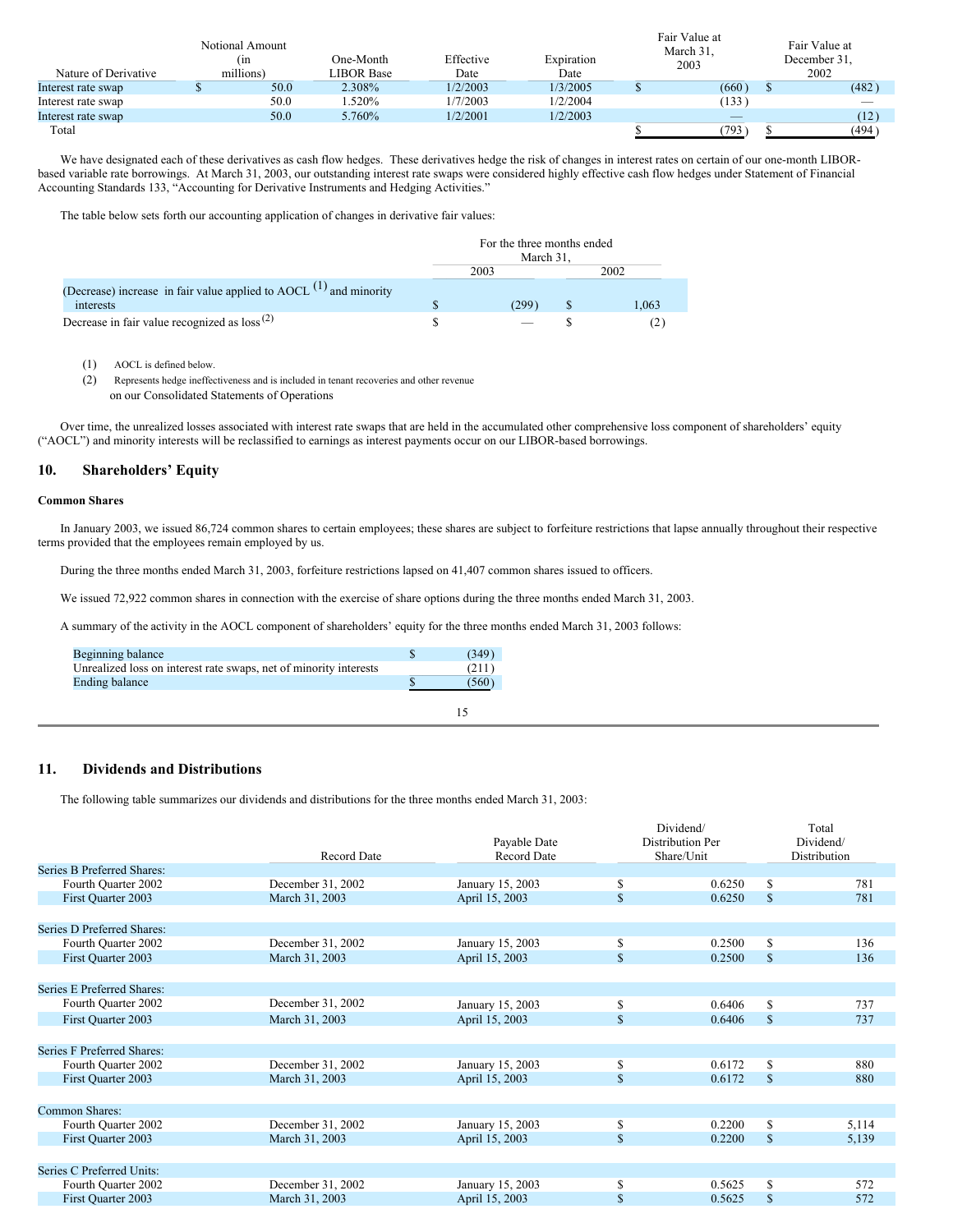| Nature of Derivative | Notional Amount (in millions) | One-Month LIBOR Base | Effective Date | Expiration Date | Fair Value at March 31, 2003 | Fair Value at December 31, 2002 |
|---|---|---|---|---|---|---|
| Interest rate swap | $ 50.0 | 2.308% | 1/2/2003 | 1/3/2005 | $ (660) | $ (482) |
| Interest rate swap | 50.0 | 1.520% | 1/7/2003 | 1/2/2004 | (133) | — |
| Interest rate swap | 50.0 | 5.760% | 1/2/2001 | 1/2/2003 | — | (12) |
| Total | | | | | $ (793) | $ (494) |

We have designated each of these derivatives as cash flow hedges. These derivatives hedge the risk of changes in interest rates on certain of our one-month LIBOR-based variable rate borrowings. At March 31, 2003, our outstanding interest rate swaps were considered highly effective cash flow hedges under Statement of Financial Accounting Standards 133, "Accounting for Derivative Instruments and Hedging Activities."

The table below sets forth our accounting application of changes in derivative fair values:

| | For the three months ended March 31, | |
|---|---|---|
| | 2003 | 2002 |
| (Decrease) increase in fair value applied to AOCL (1) and minority interests | $ (299) | $ 1,063 |
| Decrease in fair value recognized as loss (2) | $ — | $ (2) |

(1) AOCL is defined below.

(2) Represents hedge ineffectiveness and is included in tenant recoveries and other revenue on our Consolidated Statements of Operations

Over time, the unrealized losses associated with interest rate swaps that are held in the accumulated other comprehensive loss component of shareholders' equity ("AOCL") and minority interests will be reclassified to earnings as interest payments occur on our LIBOR-based borrowings.

## 10. Shareholders' Equity

**Common Shares**

In January 2003, we issued 86,724 common shares to certain employees; these shares are subject to forfeiture restrictions that lapse annually throughout their respective terms provided that the employees remain employed by us.

During the three months ended March 31, 2003, forfeiture restrictions lapsed on 41,407 common shares issued to officers.

We issued 72,922 common shares in connection with the exercise of share options during the three months ended March 31, 2003.

A summary of the activity in the AOCL component of shareholders' equity for the three months ended March 31, 2003 follows:

| | |
|---|---|
| Beginning balance | $ (349) |
| Unrealized loss on interest rate swaps, net of minority interests | (211) |
| Ending balance | $ (560) |

## 11. Dividends and Distributions

The following table summarizes our dividends and distributions for the three months ended March 31, 2003:

| | Record Date | Payable Date Record Date | Dividend/ Distribution Per Share/Unit | Total Dividend/ Distribution |
|---|---|---|---|---|
| Series B Preferred Shares: | | | | |
| Fourth Quarter 2002 | December 31, 2002 | January 15, 2003 | $ 0.6250 | $ 781 |
| First Quarter 2003 | March 31, 2003 | April 15, 2003 | $ 0.6250 | $ 781 |
| | | | | |
| Series D Preferred Shares: | | | | |
| Fourth Quarter 2002 | December 31, 2002 | January 15, 2003 | $ 0.2500 | $ 136 |
| First Quarter 2003 | March 31, 2003 | April 15, 2003 | $ 0.2500 | $ 136 |
| | | | | |
| Series E Preferred Shares: | | | | |
| Fourth Quarter 2002 | December 31, 2002 | January 15, 2003 | $ 0.6406 | $ 737 |
| First Quarter 2003 | March 31, 2003 | April 15, 2003 | $ 0.6406 | $ 737 |
| | | | | |
| Series F Preferred Shares: | | | | |
| Fourth Quarter 2002 | December 31, 2002 | January 15, 2003 | $ 0.6172 | $ 880 |
| First Quarter 2003 | March 31, 2003 | April 15, 2003 | $ 0.6172 | $ 880 |
| | | | | |
| Common Shares: | | | | |
| Fourth Quarter 2002 | December 31, 2002 | January 15, 2003 | $ 0.2200 | $ 5,114 |
| First Quarter 2003 | March 31, 2003 | April 15, 2003 | $ 0.2200 | $ 5,139 |
| | | | | |
| Series C Preferred Units: | | | | |
| Fourth Quarter 2002 | December 31, 2002 | January 15, 2003 | $ 0.5625 | $ 572 |
| First Quarter 2003 | March 31, 2003 | April 15, 2003 | $ 0.5625 | $ 572 |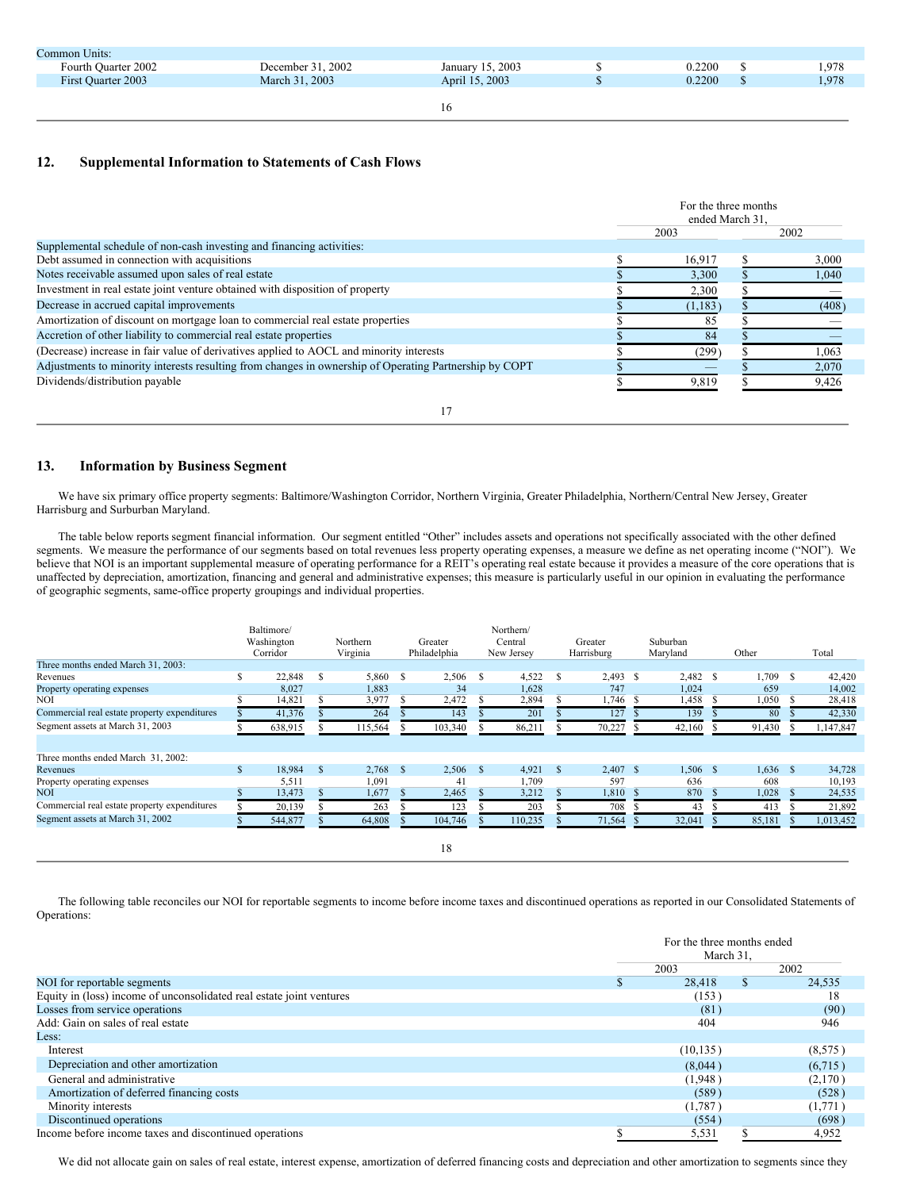| | | | | |
|---|---|---|---|---|
| Common Units: | | | | |
| Fourth Quarter 2002 | December 31, 2002 | January 15, 2003 | $ 0.2200 | $ 1,978 |
| First Quarter 2003 | March 31, 2003 | April 15, 2003 | $ 0.2200 | $ 1,978 |

## 12. Supplemental Information to Statements of Cash Flows

| | For the three months ended March 31, | |
|---|---|---|
| | 2003 | 2002 |
| Supplemental schedule of non-cash investing and financing activities: | | |
| Debt assumed in connection with acquisitions | $ 16,917 | $ 3,000 |
| Notes receivable assumed upon sales of real estate | $ 3,300 | $ 1,040 |
| Investment in real estate joint venture obtained with disposition of property | $ 2,300 | $ — |
| Decrease in accrued capital improvements | $ (1,183) | $ (408) |
| Amortization of discount on mortgage loan to commercial real estate properties | $ 85 | $ — |
| Accretion of other liability to commercial real estate properties | $ 84 | $ — |
| (Decrease) increase in fair value of derivatives applied to AOCL and minority interests | $ (299) | $ 1,063 |
| Adjustments to minority interests resulting from changes in ownership of Operating Partnership by COPT | $ — | $ 2,070 |
| Dividends/distribution payable | $ 9,819 | $ 9,426 |

## 13. Information by Business Segment

We have six primary office property segments: Baltimore/Washington Corridor, Northern Virginia, Greater Philadelphia, Northern/Central New Jersey, Greater Harrisburg and Surburban Maryland.

The table below reports segment financial information. Our segment entitled "Other" includes assets and operations not specifically associated with the other defined segments. We measure the performance of our segments based on total revenues less property operating expenses, a measure we define as net operating income ("NOI"). We believe that NOI is an important supplemental measure of operating performance for a REIT's operating real estate because it provides a measure of the core operations that is unaffected by depreciation, amortization, financing and general and administrative expenses; this measure is particularly useful in our opinion in evaluating the performance of geographic segments, same-office property groupings and individual properties.

| | Baltimore/ Washington Corridor | Northern Virginia | Greater Philadelphia | Northern/ Central New Jersey | Greater Harrisburg | Suburban Maryland | Other | Total |
|---|---|---|---|---|---|---|---|---|
| Three months ended March 31, 2003: | | | | | | | | |
| Revenues | $ 22,848 | $ 5,860 | $ 2,506 | $ 4,522 | $ 2,493 | $ 2,482 | $ 1,709 | $ 42,420 |
| Property operating expenses | 8,027 | 1,883 | 34 | 1,628 | 747 | 1,024 | 659 | 14,002 |
| NOI | $ 14,821 | $ 3,977 | $ 2,472 | $ 2,894 | $ 1,746 | $ 1,458 | $ 1,050 | $ 28,418 |
| Commercial real estate property expenditures | $ 41,376 | $ 264 | $ 143 | $ 201 | $ 127 | $ 139 | $ 80 | $ 42,330 |
| Segment assets at March 31, 2003 | $ 638,915 | $ 115,564 | $ 103,340 | $ 86,211 | $ 70,227 | $ 42,160 | $ 91,430 | $ 1,147,847 |
| | | | | | | | | |
| Three months ended March 31, 2002: | | | | | | | | |
| Revenues | $ 18,984 | $ 2,768 | $ 2,506 | $ 4,921 | $ 2,407 | $ 1,506 | $ 1,636 | $ 34,728 |
| Property operating expenses | 5,511 | 1,091 | 41 | 1,709 | 597 | 636 | 608 | 10,193 |
| NOI | $ 13,473 | $ 1,677 | $ 2,465 | $ 3,212 | $ 1,810 | $ 870 | $ 1,028 | $ 24,535 |
| Commercial real estate property expenditures | $ 20,139 | $ 263 | $ 123 | $ 203 | $ 708 | $ 43 | $ 413 | $ 21,892 |
| Segment assets at March 31, 2002 | $ 544,877 | $ 64,808 | $ 104,746 | $ 110,235 | $ 71,564 | $ 32,041 | $ 85,181 | $ 1,013,452 |

The following table reconciles our NOI for reportable segments to income before income taxes and discontinued operations as reported in our Consolidated Statements of Operations:

| | For the three months ended March 31, | |
|---|---|---|
| | 2003 | 2002 |
| NOI for reportable segments | $ 28,418 | $ 24,535 |
| Equity in (loss) income of unconsolidated real estate joint ventures | (153) | 18 |
| Losses from service operations | (81) | (90) |
| Add: Gain on sales of real estate | 404 | 946 |
| Less: | | |
| Interest | (10,135) | (8,575) |
| Depreciation and other amortization | (8,044) | (6,715) |
| General and administrative | (1,948) | (2,170) |
| Amortization of deferred financing costs | (589) | (528) |
| Minority interests | (1,787) | (1,771) |
| Discontinued operations | (554) | (698) |
| Income before income taxes and discontinued operations | $ 5,531 | $ 4,952 |

We did not allocate gain on sales of real estate, interest expense, amortization of deferred financing costs and depreciation and other amortization to segments since they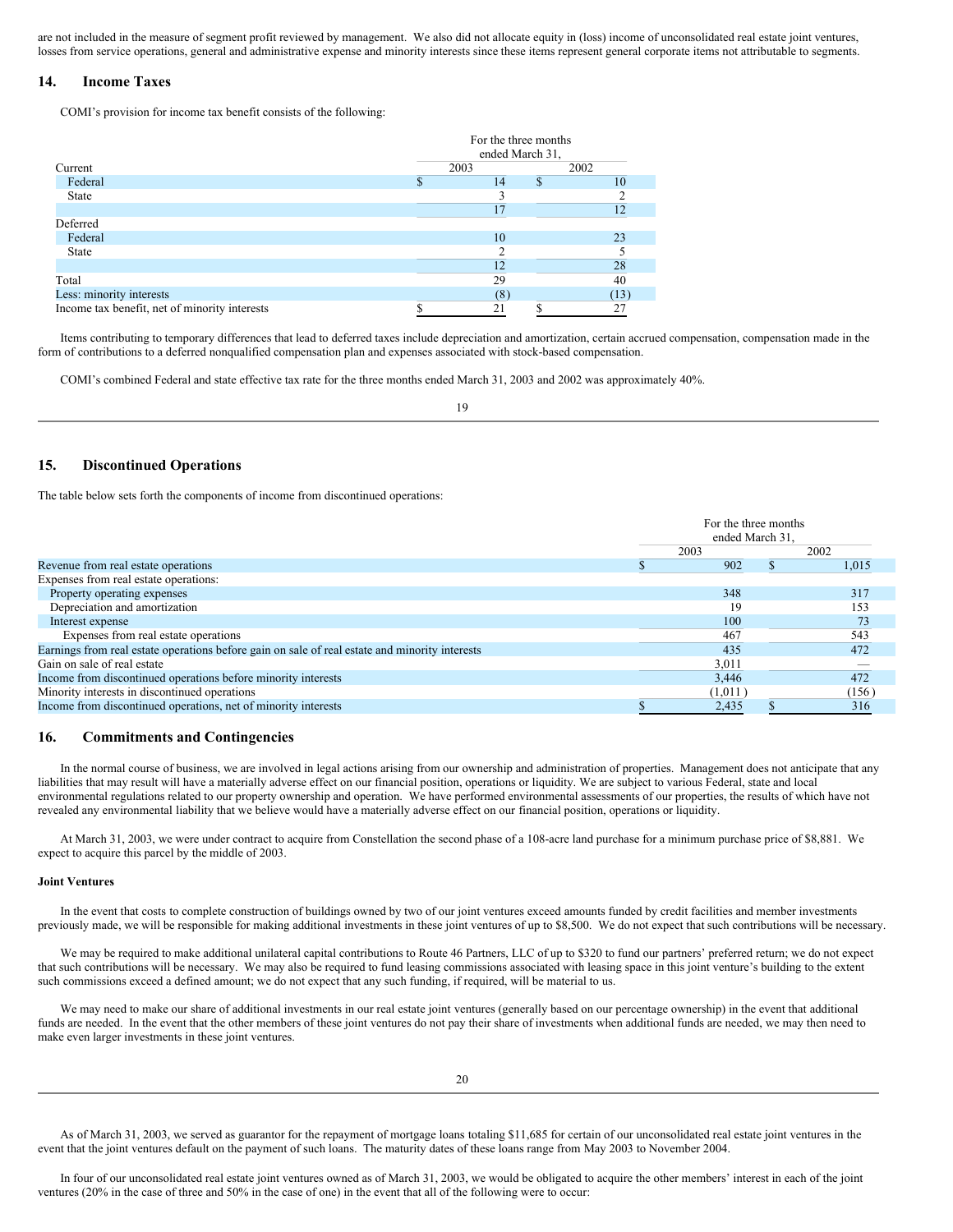are not included in the measure of segment profit reviewed by management.  We also did not allocate equity in (loss) income of unconsolidated real estate joint ventures, losses from service operations, general and administrative expense and minority interests since these items represent general corporate items not attributable to segments.

## 14. Income Taxes

COMI's provision for income tax benefit consists of the following:

| | For the three months ended March 31, | |
|---|---|---|
| | 2003 | 2002 |
| Current | | |
| Federal | $ 14 | $ 10 |
| State | 3 | 2 |
| | 17 | 12 |
| Deferred | | |
| Federal | 10 | 23 |
| State | 2 | 5 |
| | 12 | 28 |
| Total | 29 | 40 |
| Less: minority interests | (8) | (13) |
| Income tax benefit, net of minority interests | $ 21 | $ 27 |

Items contributing to temporary differences that lead to deferred taxes include depreciation and amortization, certain accrued compensation, compensation made in the form of contributions to a deferred nonqualified compensation plan and expenses associated with stock-based compensation.

COMI's combined Federal and state effective tax rate for the three months ended March 31, 2003 and 2002 was approximately 40%.

## 15. Discontinued Operations

The table below sets forth the components of income from discontinued operations:

| | For the three months ended March 31, | |
|---|---|---|
| | 2003 | 2002 |
| Revenue from real estate operations | $ 902 | $ 1,015 |
| Expenses from real estate operations: | | |
| Property operating expenses | 348 | 317 |
| Depreciation and amortization | 19 | 153 |
| Interest expense | 100 | 73 |
| Expenses from real estate operations | 467 | 543 |
| Earnings from real estate operations before gain on sale of real estate and minority interests | 435 | 472 |
| Gain on sale of real estate | 3,011 | — |
| Income from discontinued operations before minority interests | 3,446 | 472 |
| Minority interests in discontinued operations | (1,011) | (156) |
| Income from discontinued operations, net of minority interests | $ 2,435 | $ 316 |

## 16. Commitments and Contingencies

In the normal course of business, we are involved in legal actions arising from our ownership and administration of properties.  Management does not anticipate that any liabilities that may result will have a materially adverse effect on our financial position, operations or liquidity. We are subject to various Federal, state and local environmental regulations related to our property ownership and operation.  We have performed environmental assessments of our properties, the results of which have not revealed any environmental liability that we believe would have a materially adverse effect on our financial position, operations or liquidity.

At March 31, 2003, we were under contract to acquire from Constellation the second phase of a 108-acre land purchase for a minimum purchase price of $8,881.  We expect to acquire this parcel by the middle of 2003.

### Joint Ventures

In the event that costs to complete construction of buildings owned by two of our joint ventures exceed amounts funded by credit facilities and member investments previously made, we will be responsible for making additional investments in these joint ventures of up to $8,500.  We do not expect that such contributions will be necessary.

We may be required to make additional unilateral capital contributions to Route 46 Partners, LLC of up to $320 to fund our partners' preferred return; we do not expect that such contributions will be necessary.  We may also be required to fund leasing commissions associated with leasing space in this joint venture's building to the extent such commissions exceed a defined amount; we do not expect that any such funding, if required, will be material to us.

We may need to make our share of additional investments in our real estate joint ventures (generally based on our percentage ownership) in the event that additional funds are needed.  In the event that the other members of these joint ventures do not pay their share of investments when additional funds are needed, we may then need to make even larger investments in these joint ventures.

As of March 31, 2003, we served as guarantor for the repayment of mortgage loans totaling $11,685 for certain of our unconsolidated real estate joint ventures in the event that the joint ventures default on the payment of such loans.  The maturity dates of these loans range from May 2003 to November 2004.

In four of our unconsolidated real estate joint ventures owned as of March 31, 2003, we would be obligated to acquire the other members' interest in each of the joint ventures (20% in the case of three and 50% in the case of one) in the event that all of the following were to occur: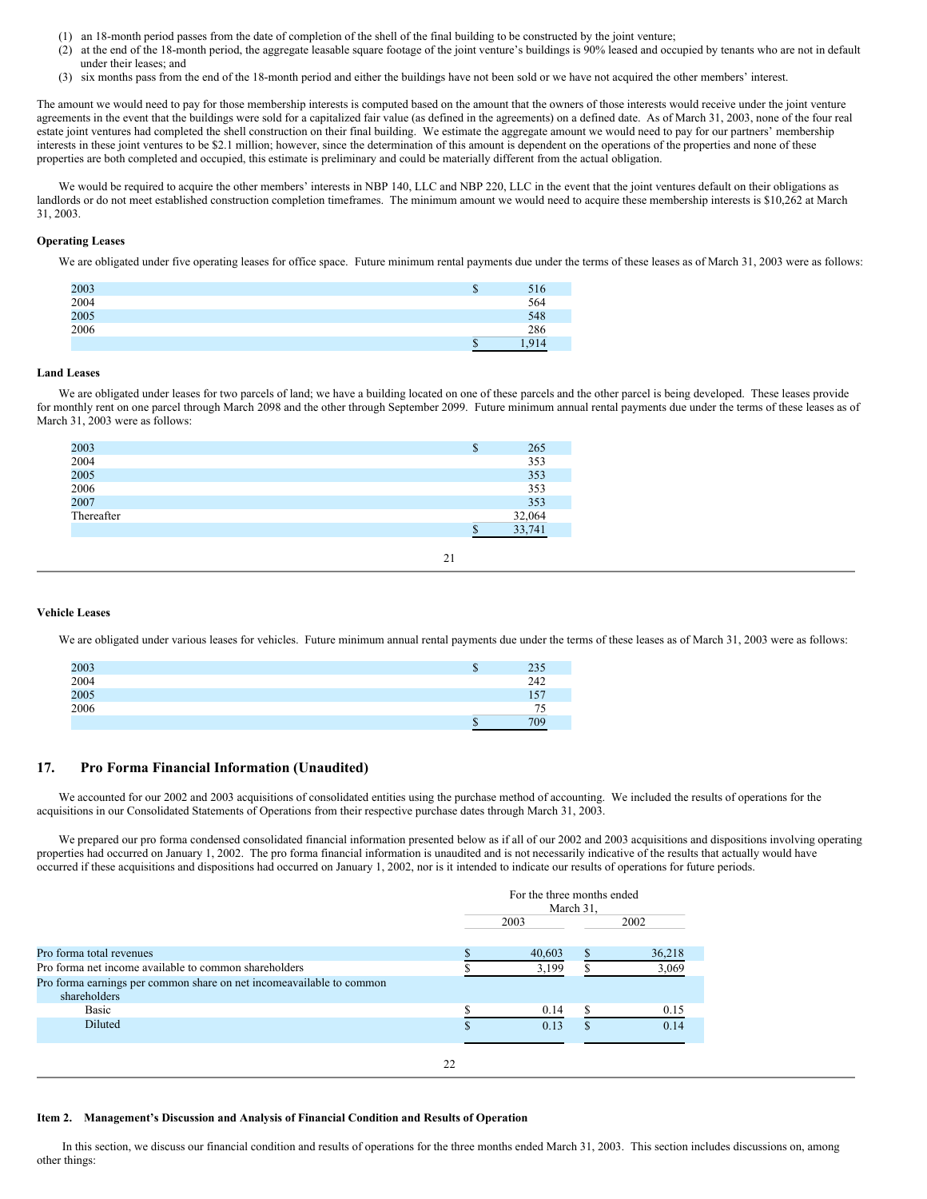(1) an 18-month period passes from the date of completion of the shell of the final building to be constructed by the joint venture;
(2) at the end of the 18-month period, the aggregate leasable square footage of the joint venture's buildings is 90% leased and occupied by tenants who are not in default under their leases; and
(3) six months pass from the end of the 18-month period and either the buildings have not been sold or we have not acquired the other members' interest.

The amount we would need to pay for those membership interests is computed based on the amount that the owners of those interests would receive under the joint venture agreements in the event that the buildings were sold for a capitalized fair value (as defined in the agreements) on a defined date. As of March 31, 2003, none of the four real estate joint ventures had completed the shell construction on their final building. We estimate the aggregate amount we would need to pay for our partners' membership interests in these joint ventures to be $2.1 million; however, since the determination of this amount is dependent on the operations of the properties and none of these properties are both completed and occupied, this estimate is preliminary and could be materially different from the actual obligation.

We would be required to acquire the other members' interests in NBP 140, LLC and NBP 220, LLC in the event that the joint ventures default on their obligations as landlords or do not meet established construction completion timeframes. The minimum amount we would need to acquire these membership interests is $10,262 at March 31, 2003.

**Operating Leases**

We are obligated under five operating leases for office space. Future minimum rental payments due under the terms of these leases as of March 31, 2003 were as follows:

| | |
|---|---|
| 2003 | $ 516 |
| 2004 | 564 |
| 2005 | 548 |
| 2006 | 286 |
| | $ 1,914 |

**Land Leases**

We are obligated under leases for two parcels of land; we have a building located on one of these parcels and the other parcel is being developed. These leases provide for monthly rent on one parcel through March 2098 and the other through September 2099. Future minimum annual rental payments due under the terms of these leases as of March 31, 2003 were as follows:

| | |
|---|---|
| 2003 | $ 265 |
| 2004 | 353 |
| 2005 | 353 |
| 2006 | 353 |
| 2007 | 353 |
| Thereafter | 32,064 |
| | $ 33,741 |

**Vehicle Leases**

We are obligated under various leases for vehicles. Future minimum annual rental payments due under the terms of these leases as of March 31, 2003 were as follows:

| | |
|---|---|
| 2003 | $ 235 |
| 2004 | 242 |
| 2005 | 157 |
| 2006 | 75 |
| | $ 709 |

## 17. Pro Forma Financial Information (Unaudited)

We accounted for our 2002 and 2003 acquisitions of consolidated entities using the purchase method of accounting. We included the results of operations for the acquisitions in our Consolidated Statements of Operations from their respective purchase dates through March 31, 2003.

We prepared our pro forma condensed consolidated financial information presented below as if all of our 2002 and 2003 acquisitions and dispositions involving operating properties had occurred on January 1, 2002. The pro forma financial information is unaudited and is not necessarily indicative of the results that actually would have occurred if these acquisitions and dispositions had occurred on January 1, 2002, nor is it intended to indicate our results of operations for future periods.

| | For the three months ended March 31, | |
|---|---|---|
| | 2003 | 2002 |
| Pro forma total revenues | $ 40,603 | $ 36,218 |
| Pro forma net income available to common shareholders | $ 3,199 | $ 3,069 |
| Pro forma earnings per common share on net incomeavailable to common shareholders | | |
| Basic | $ 0.14 | $ 0.15 |
| Diluted | $ 0.13 | $ 0.14 |

### Item 2. Management's Discussion and Analysis of Financial Condition and Results of Operation

In this section, we discuss our financial condition and results of operations for the three months ended March 31, 2003. This section includes discussions on, among other things: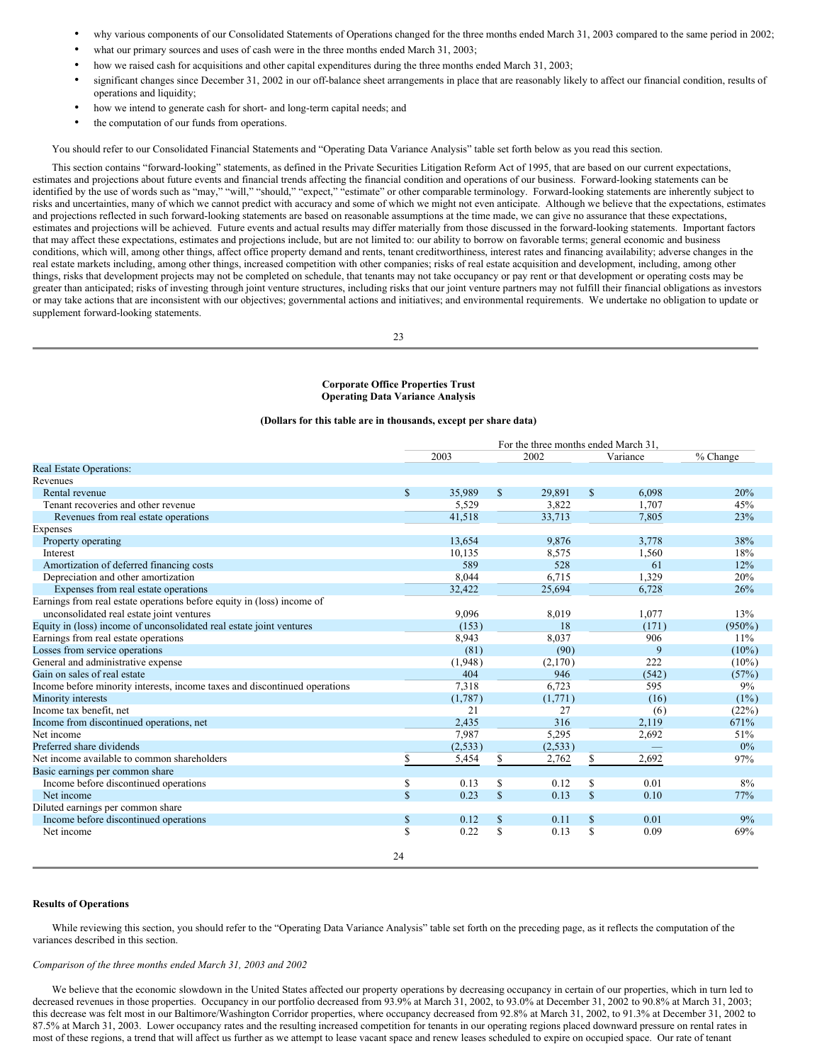- why various components of our Consolidated Statements of Operations changed for the three months ended March 31, 2003 compared to the same period in 2002;
- what our primary sources and uses of cash were in the three months ended March 31, 2003;
- how we raised cash for acquisitions and other capital expenditures during the three months ended March 31, 2003;
- significant changes since December 31, 2002 in our off-balance sheet arrangements in place that are reasonably likely to affect our financial condition, results of operations and liquidity;
- how we intend to generate cash for short- and long-term capital needs; and
- the computation of our funds from operations.

You should refer to our Consolidated Financial Statements and "Operating Data Variance Analysis" table set forth below as you read this section.

This section contains "forward-looking" statements, as defined in the Private Securities Litigation Reform Act of 1995, that are based on our current expectations, estimates and projections about future events and financial trends affecting the financial condition and operations of our business. Forward-looking statements can be identified by the use of words such as "may," "will," "should," "expect," "estimate" or other comparable terminology. Forward-looking statements are inherently subject to risks and uncertainties, many of which we cannot predict with accuracy and some of which we might not even anticipate. Although we believe that the expectations, estimates and projections reflected in such forward-looking statements are based on reasonable assumptions at the time made, we can give no assurance that these expectations, estimates and projections will be achieved. Future events and actual results may differ materially from those discussed in the forward-looking statements. Important factors that may affect these expectations, estimates and projections include, but are not limited to: our ability to borrow on favorable terms; general economic and business conditions, which will, among other things, affect office property demand and rents, tenant creditworthiness, interest rates and financing availability; adverse changes in the real estate markets including, among other things, increased competition with other companies; risks of real estate acquisition and development, including, among other things, risks that development projects may not be completed on schedule, that tenants may not take occupancy or pay rent or that development or operating costs may be greater than anticipated; risks of investing through joint venture structures, including risks that our joint venture partners may not fulfill their financial obligations as investors or may take actions that are inconsistent with our objectives; governmental actions and initiatives; and environmental requirements. We undertake no obligation to update or supplement forward-looking statements.

**Corporate Office Properties Trust**
**Operating Data Variance Analysis**

**(Dollars for this table are in thousands, except per share data)**

| | For the three months ended March 31, | | | |
|---|---|---|---|---|
| | 2003 | 2002 | Variance | % Change |
| Real Estate Operations: | | | | |
| Revenues | | | | |
| Rental revenue | $ 35,989 | $ 29,891 | $ 6,098 | 20% |
| Tenant recoveries and other revenue | 5,529 | 3,822 | 1,707 | 45% |
| Revenues from real estate operations | 41,518 | 33,713 | 7,805 | 23% |
| Expenses | | | | |
| Property operating | 13,654 | 9,876 | 3,778 | 38% |
| Interest | 10,135 | 8,575 | 1,560 | 18% |
| Amortization of deferred financing costs | 589 | 528 | 61 | 12% |
| Depreciation and other amortization | 8,044 | 6,715 | 1,329 | 20% |
| Expenses from real estate operations | 32,422 | 25,694 | 6,728 | 26% |
| Earnings from real estate operations before equity in (loss) income of unconsolidated real estate joint ventures | 9,096 | 8,019 | 1,077 | 13% |
| Equity in (loss) income of unconsolidated real estate joint ventures | (153) | 18 | (171) | (950%) |
| Earnings from real estate operations | 8,943 | 8,037 | 906 | 11% |
| Losses from service operations | (81) | (90) | 9 | (10%) |
| General and administrative expense | (1,948) | (2,170) | 222 | (10%) |
| Gain on sales of real estate | 404 | 946 | (542) | (57%) |
| Income before minority interests, income taxes and discontinued operations | 7,318 | 6,723 | 595 | 9% |
| Minority interests | (1,787) | (1,771) | (16) | (1%) |
| Income tax benefit, net | 21 | 27 | (6) | (22%) |
| Income from discontinued operations, net | 2,435 | 316 | 2,119 | 671% |
| Net income | 7,987 | 5,295 | 2,692 | 51% |
| Preferred share dividends | (2,533) | (2,533) | — | 0% |
| Net income available to common shareholders | $ 5,454 | $ 2,762 | $ 2,692 | 97% |
| Basic earnings per common share | | | | |
| Income before discontinued operations | $ 0.13 | $ 0.12 | $ 0.01 | 8% |
| Net income | $ 0.23 | $ 0.13 | $ 0.10 | 77% |
| Diluted earnings per common share | | | | |
| Income before discontinued operations | $ 0.12 | $ 0.11 | $ 0.01 | 9% |
| Net income | $ 0.22 | $ 0.13 | $ 0.09 | 69% |

**Results of Operations**

While reviewing this section, you should refer to the "Operating Data Variance Analysis" table set forth on the preceding page, as it reflects the computation of the variances described in this section.

*Comparison of the three months ended March 31, 2003 and 2002*

We believe that the economic slowdown in the United States affected our property operations by decreasing occupancy in certain of our properties, which in turn led to decreased revenues in those properties. Occupancy in our portfolio decreased from 93.9% at March 31, 2002, to 93.0% at December 31, 2002 to 90.8% at March 31, 2003; this decrease was felt most in our Baltimore/Washington Corridor properties, where occupancy decreased from 92.8% at March 31, 2002, to 91.3% at December 31, 2002 to 87.5% at March 31, 2003. Lower occupancy rates and the resulting increased competition for tenants in our operating regions placed downward pressure on rental rates in most of these regions, a trend that will affect us further as we attempt to lease vacant space and renew leases scheduled to expire on occupied space. Our rate of tenant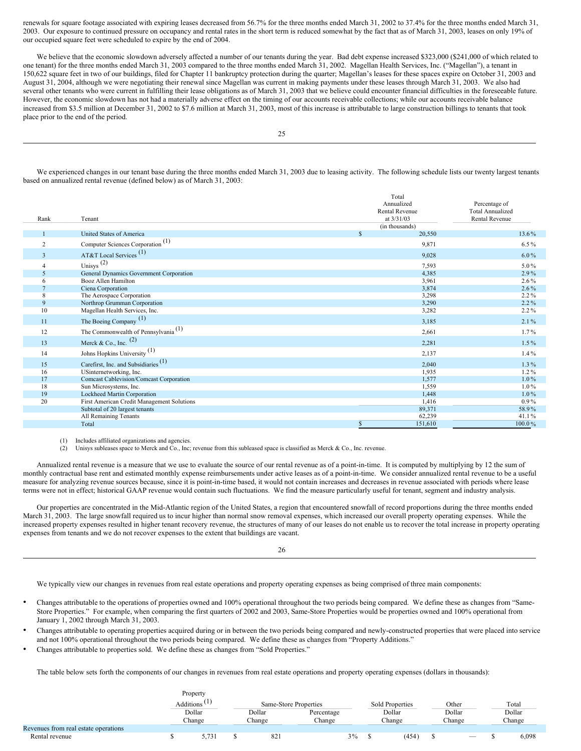renewals for square footage associated with expiring leases decreased from 56.7% for the three months ended March 31, 2002 to 37.4% for the three months ended March 31, 2003. Our exposure to continued pressure on occupancy and rental rates in the short term is reduced somewhat by the fact that as of March 31, 2003, leases on only 19% of our occupied square feet were scheduled to expire by the end of 2004.

We believe that the economic slowdown adversely affected a number of our tenants during the year. Bad debt expense increased $323,000 ($241,000 of which related to one tenant) for the three months ended March 31, 2003 compared to the three months ended March 31, 2002. Magellan Health Services, Inc. ("Magellan"), a tenant in 150,622 square feet in two of our buildings, filed for Chapter 11 bankruptcy protection during the quarter; Magellan's leases for these spaces expire on October 31, 2003 and August 31, 2004, although we were negotiating their renewal since Magellan was current in making payments under these leases through March 31, 2003. We also had several other tenants who were current in fulfilling their lease obligations as of March 31, 2003 that we believe could encounter financial difficulties in the foreseeable future. However, the economic slowdown has not had a materially adverse effect on the timing of our accounts receivable collections; while our accounts receivable balance increased from $3.5 million at December 31, 2002 to $7.6 million at March 31, 2003, most of this increase is attributable to large construction billings to tenants that took place prior to the end of the period.

We experienced changes in our tenant base during the three months ended March 31, 2003 due to leasing activity. The following schedule lists our twenty largest tenants based on annualized rental revenue (defined below) as of March 31, 2003:

| Rank | Tenant | Total Annualized Rental Revenue at 3/31/03 (in thousands) | Percentage of Total Annualized Rental Revenue |
|---|---|---|---|
| 1 | United States of America | $ 20,550 | 13.6% |
| 2 | Computer Sciences Corporation (1) | 9,871 | 6.5% |
| 3 | AT&T Local Services (1) | 9,028 | 6.0% |
| 4 | Unisys (2) | 7,593 | 5.0% |
| 5 | General Dynamics Government Corporation | 4,385 | 2.9% |
| 6 | Booz Allen Hamilton | 3,961 | 2.6% |
| 7 | Ciena Corporation | 3,874 | 2.6% |
| 8 | The Aerospace Corporation | 3,298 | 2.2% |
| 9 | Northrop Grumman Corporation | 3,290 | 2.2% |
| 10 | Magellan Health Services, Inc. | 3,282 | 2.2% |
| 11 | The Boeing Company (1) | 3,185 | 2.1% |
| 12 | The Commonwealth of Pennsylvania (1) | 2,661 | 1.7% |
| 13 | Merck & Co., Inc. (2) | 2,281 | 1.5% |
| 14 | Johns Hopkins University (1) | 2,137 | 1.4% |
| 15 | Carefirst, Inc. and Subsidiaries (1) | 2,040 | 1.3% |
| 16 | USinternetworking, Inc. | 1,935 | 1.2% |
| 17 | Comcast Cablevision/Comcast Corporation | 1,577 | 1.0% |
| 18 | Sun Microsystems, Inc. | 1,559 | 1.0% |
| 19 | Lockheed Martin Corporation | 1,448 | 1.0% |
| 20 | First American Credit Management Solutions | 1,416 | 0.9% |
| | Subtotal of 20 largest tenants | 89,371 | 58.9% |
| | All Remaining Tenants | 62,239 | 41.1% |
| | Total | $ 151,610 | 100.0% |

(1) Includes affiliated organizations and agencies.
(2) Unisys subleases space to Merck and Co., Inc; revenue from this subleased space is classified as Merck & Co., Inc. revenue.

Annualized rental revenue is a measure that we use to evaluate the source of our rental revenue as of a point-in-time. It is computed by multiplying by 12 the sum of monthly contractual base rent and estimated monthly expense reimbursements under active leases as of a point-in-time. We consider annualized rental revenue to be a useful measure for analyzing revenue sources because, since it is point-in-time based, it would not contain increases and decreases in revenue associated with periods where lease terms were not in effect; historical GAAP revenue would contain such fluctuations. We find the measure particularly useful for tenant, segment and industry analysis.

Our properties are concentrated in the Mid-Atlantic region of the United States, a region that encountered snowfall of record proportions during the three months ended March 31, 2003. The large snowfall required us to incur higher than normal snow removal expenses, which increased our overall property operating expenses. While the increased property expenses resulted in higher tenant recovery revenue, the structures of many of our leases do not enable us to recover the total increase in property operating expenses from tenants and we do not recover expenses to the extent that buildings are vacant.

We typically view our changes in revenues from real estate operations and property operating expenses as being comprised of three main components:

- Changes attributable to the operations of properties owned and 100% operational throughout the two periods being compared. We define these as changes from "Same-Store Properties." For example, when comparing the first quarters of 2002 and 2003, Same-Store Properties would be properties owned and 100% operational from January 1, 2002 through March 31, 2003.
- Changes attributable to operating properties acquired during or in between the two periods being compared and newly-constructed properties that were placed into service and not 100% operational throughout the two periods being compared. We define these as changes from "Property Additions."
- Changes attributable to properties sold. We define these as changes from "Sold Properties."

The table below sets forth the components of our changes in revenues from real estate operations and property operating expenses (dollars in thousands):

| | Property Additions (1) | Same-Store Properties | | Sold Properties | Other | Total |
|---|---|---|---|---|---|---|
| | Dollar Change | Dollar Change | Percentage Change | Dollar Change | Dollar Change | Dollar Change |
| Revenues from real estate operations | | | | | | |
| Rental revenue | $ 5,731 | $ 821 | 3% | $ (454) | $ — | $ 6,098 |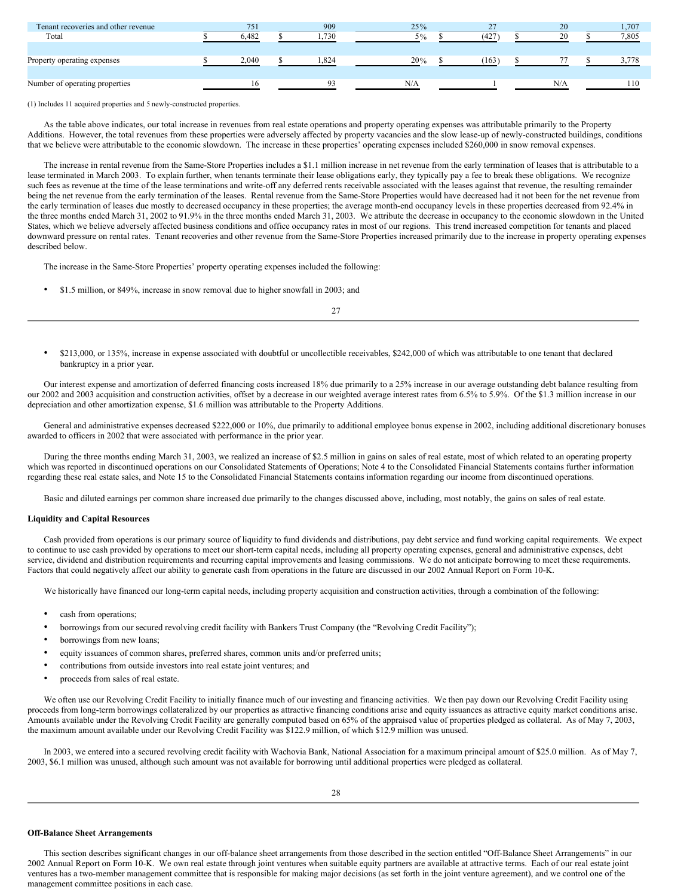| | | | | | | |
|---|---|---|---|---|---|---|
| Tenant recoveries and other revenue | 751 | 909 | 25% | 27 | 20 | 1,707 |
| Total | $ 6,482 | $ 1,730 | 5% | $ (427) | $ 20 | $ 7,805 |
| | | | | | | |
| Property operating expenses | $ 2,040 | $ 1,824 | 20% | $ (163) | $ 77 | $ 3,778 |
| | | | | | | |
| Number of operating properties | 16 | 93 | N/A | 1 | N/A | 110 |

(1) Includes 11 acquired properties and 5 newly-constructed properties.

As the table above indicates, our total increase in revenues from real estate operations and property operating expenses was attributable primarily to the Property Additions. However, the total revenues from these properties were adversely affected by property vacancies and the slow lease-up of newly-constructed buildings, conditions that we believe were attributable to the economic slowdown. The increase in these properties' operating expenses included $260,000 in snow removal expenses.

The increase in rental revenue from the Same-Store Properties includes a $1.1 million increase in net revenue from the early termination of leases that is attributable to a lease terminated in March 2003. To explain further, when tenants terminate their lease obligations early, they typically pay a fee to break these obligations. We recognize such fees as revenue at the time of the lease terminations and write-off any deferred rents receivable associated with the leases against that revenue, the resulting remainder being the net revenue from the early termination of the leases. Rental revenue from the Same-Store Properties would have decreased had it not been for the net revenue from the early termination of leases due mostly to decreased occupancy in these properties; the average month-end occupancy levels in these properties decreased from 92.4% in the three months ended March 31, 2002 to 91.9% in the three months ended March 31, 2003. We attribute the decrease in occupancy to the economic slowdown in the United States, which we believe adversely affected business conditions and office occupancy rates in most of our regions. This trend increased competition for tenants and placed downward pressure on rental rates. Tenant recoveries and other revenue from the Same-Store Properties increased primarily due to the increase in property operating expenses described below.

The increase in the Same-Store Properties' property operating expenses included the following:

- $1.5 million, or 849%, increase in snow removal due to higher snowfall in 2003; and
- $213,000, or 135%, increase in expense associated with doubtful or uncollectible receivables, $242,000 of which was attributable to one tenant that declared bankruptcy in a prior year.

Our interest expense and amortization of deferred financing costs increased 18% due primarily to a 25% increase in our average outstanding debt balance resulting from our 2002 and 2003 acquisition and construction activities, offset by a decrease in our weighted average interest rates from 6.5% to 5.9%. Of the $1.3 million increase in our depreciation and other amortization expense, $1.6 million was attributable to the Property Additions.

General and administrative expenses decreased $222,000 or 10%, due primarily to additional employee bonus expense in 2002, including additional discretionary bonuses awarded to officers in 2002 that were associated with performance in the prior year.

During the three months ending March 31, 2003, we realized an increase of $2.5 million in gains on sales of real estate, most of which related to an operating property which was reported in discontinued operations on our Consolidated Statements of Operations; Note 4 to the Consolidated Financial Statements contains further information regarding these real estate sales, and Note 15 to the Consolidated Financial Statements contains information regarding our income from discontinued operations.

Basic and diluted earnings per common share increased due primarily to the changes discussed above, including, most notably, the gains on sales of real estate.

**Liquidity and Capital Resources**

Cash provided from operations is our primary source of liquidity to fund dividends and distributions, pay debt service and fund working capital requirements. We expect to continue to use cash provided by operations to meet our short-term capital needs, including all property operating expenses, general and administrative expenses, debt service, dividend and distribution requirements and recurring capital improvements and leasing commissions. We do not anticipate borrowing to meet these requirements. Factors that could negatively affect our ability to generate cash from operations in the future are discussed in our 2002 Annual Report on Form 10-K.

We historically have financed our long-term capital needs, including property acquisition and construction activities, through a combination of the following:

- cash from operations;
- borrowings from our secured revolving credit facility with Bankers Trust Company (the "Revolving Credit Facility");
- borrowings from new loans;
- equity issuances of common shares, preferred shares, common units and/or preferred units;
- contributions from outside investors into real estate joint ventures; and
- proceeds from sales of real estate.

We often use our Revolving Credit Facility to initially finance much of our investing and financing activities. We then pay down our Revolving Credit Facility using proceeds from long-term borrowings collateralized by our properties as attractive financing conditions arise and equity issuances as attractive equity market conditions arise. Amounts available under the Revolving Credit Facility are generally computed based on 65% of the appraised value of properties pledged as collateral. As of May 7, 2003, the maximum amount available under our Revolving Credit Facility was $122.9 million, of which $12.9 million was unused.

In 2003, we entered into a secured revolving credit facility with Wachovia Bank, National Association for a maximum principal amount of $25.0 million. As of May 7, 2003, $6.1 million was unused, although such amount was not available for borrowing until additional properties were pledged as collateral.

**Off-Balance Sheet Arrangements**

This section describes significant changes in our off-balance sheet arrangements from those described in the section entitled "Off-Balance Sheet Arrangements" in our 2002 Annual Report on Form 10-K. We own real estate through joint ventures when suitable equity partners are available at attractive terms. Each of our real estate joint ventures has a two-member management committee that is responsible for making major decisions (as set forth in the joint venture agreement), and we control one of the management committee positions in each case.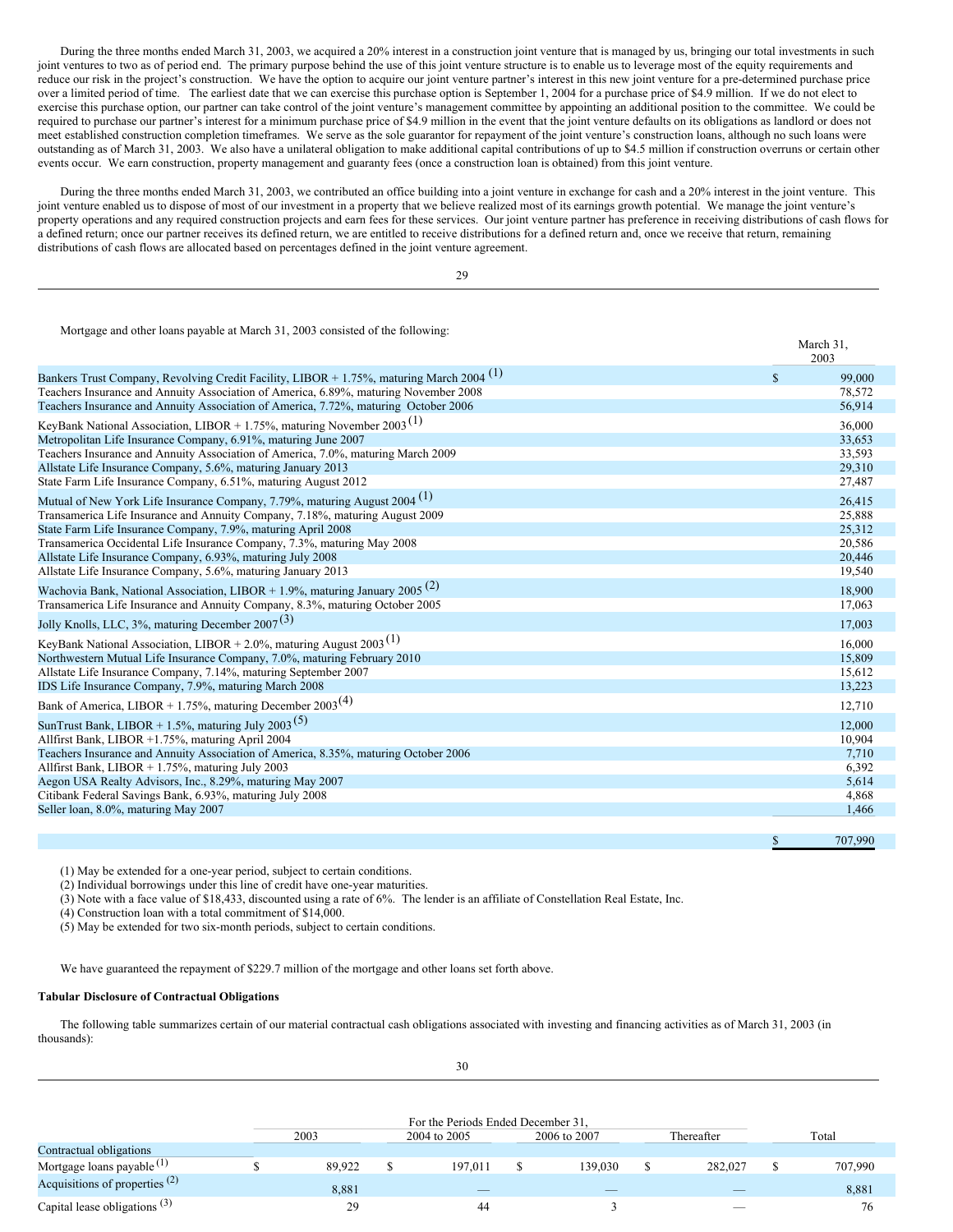During the three months ended March 31, 2003, we acquired a 20% interest in a construction joint venture that is managed by us, bringing our total investments in such joint ventures to two as of period end. The primary purpose behind the use of this joint venture structure is to enable us to leverage most of the equity requirements and reduce our risk in the project's construction. We have the option to acquire our joint venture partner's interest in this new joint venture for a pre-determined purchase price over a limited period of time. The earliest date that we can exercise this purchase option is September 1, 2004 for a purchase price of $4.9 million. If we do not elect to exercise this purchase option, our partner can take control of the joint venture's management committee by appointing an additional position to the committee. We could be required to purchase our partner's interest for a minimum purchase price of $4.9 million in the event that the joint venture defaults on its obligations as landlord or does not meet established construction completion timeframes. We serve as the sole guarantor for repayment of the joint venture's construction loans, although no such loans were outstanding as of March 31, 2003. We also have a unilateral obligation to make additional capital contributions of up to $4.5 million if construction overruns or certain other events occur. We earn construction, property management and guaranty fees (once a construction loan is obtained) from this joint venture.

During the three months ended March 31, 2003, we contributed an office building into a joint venture in exchange for cash and a 20% interest in the joint venture. This joint venture enabled us to dispose of most of our investment in a property that we believe realized most of its earnings growth potential. We manage the joint venture's property operations and any required construction projects and earn fees for these services. Our joint venture partner has preference in receiving distributions of cash flows for a defined return; once our partner receives its defined return, we are entitled to receive distributions for a defined return and, once we receive that return, remaining distributions of cash flows are allocated based on percentages defined in the joint venture agreement.

Mortgage and other loans payable at March 31, 2003 consisted of the following:

| | March 31, 2003 |
|---|---|
| Bankers Trust Company, Revolving Credit Facility, LIBOR + 1.75%, maturing March 2004 (1) | $ 99,000 |
| Teachers Insurance and Annuity Association of America, 6.89%, maturing November 2008 | 78,572 |
| Teachers Insurance and Annuity Association of America, 7.72%, maturing October 2006 | 56,914 |
| KeyBank National Association, LIBOR + 1.75%, maturing November 2003 (1) | 36,000 |
| Metropolitan Life Insurance Company, 6.91%, maturing June 2007 | 33,653 |
| Teachers Insurance and Annuity Association of America, 7.0%, maturing March 2009 | 33,593 |
| Allstate Life Insurance Company, 5.6%, maturing January 2013 | 29,310 |
| State Farm Life Insurance Company, 6.51%, maturing August 2012 | 27,487 |
| Mutual of New York Life Insurance Company, 7.79%, maturing August 2004 (1) | 26,415 |
| Transamerica Life Insurance and Annuity Company, 7.18%, maturing August 2009 | 25,888 |
| State Farm Life Insurance Company, 7.9%, maturing April 2008 | 25,312 |
| Transamerica Occidental Life Insurance Company, 7.3%, maturing May 2008 | 20,586 |
| Allstate Life Insurance Company, 6.93%, maturing July 2008 | 20,446 |
| Allstate Life Insurance Company, 5.6%, maturing January 2013 | 19,540 |
| Wachovia Bank, National Association, LIBOR + 1.9%, maturing January 2005 (2) | 18,900 |
| Transamerica Life Insurance and Annuity Company, 8.3%, maturing October 2005 | 17,063 |
| Jolly Knolls, LLC, 3%, maturing December 2007 (3) | 17,003 |
| KeyBank National Association, LIBOR + 2.0%, maturing August 2003 (1) | 16,000 |
| Northwestern Mutual Life Insurance Company, 7.0%, maturing February 2010 | 15,809 |
| Allstate Life Insurance Company, 7.14%, maturing September 2007 | 15,612 |
| IDS Life Insurance Company, 7.9%, maturing March 2008 | 13,223 |
| Bank of America, LIBOR + 1.75%, maturing December 2003 (4) | 12,710 |
| SunTrust Bank, LIBOR + 1.5%, maturing July 2003 (5) | 12,000 |
| Allfirst Bank, LIBOR +1.75%, maturing April 2004 | 10,904 |
| Teachers Insurance and Annuity Association of America, 8.35%, maturing October 2006 | 7,710 |
| Allfirst Bank, LIBOR + 1.75%, maturing July 2003 | 6,392 |
| Aegon USA Realty Advisors, Inc., 8.29%, maturing May 2007 | 5,614 |
| Citibank Federal Savings Bank, 6.93%, maturing July 2008 | 4,868 |
| Seller loan, 8.0%, maturing May 2007 | 1,466 |
| | $ 707,990 |

(1) May be extended for a one-year period, subject to certain conditions.
(2) Individual borrowings under this line of credit have one-year maturities.
(3) Note with a face value of $18,433, discounted using a rate of 6%. The lender is an affiliate of Constellation Real Estate, Inc.
(4) Construction loan with a total commitment of $14,000.
(5) May be extended for two six-month periods, subject to certain conditions.

We have guaranteed the repayment of $229.7 million of the mortgage and other loans set forth above.

**Tabular Disclosure of Contractual Obligations**

The following table summarizes certain of our material contractual cash obligations associated with investing and financing activities as of March 31, 2003 (in thousands):

| | For the Periods Ended December 31, | | | | |
|---|---|---|---|---|---|
| | 2003 | 2004 to 2005 | 2006 to 2007 | Thereafter | Total |
| Contractual obligations | | | | | |
| Mortgage loans payable (1) | $ 89,922 | $ 197,011 | $ 139,030 | $ 282,027 | $ 707,990 |
| Acquisitions of properties (2) | 8,881 | — | — | — | 8,881 |
| Capital lease obligations (3) | 29 | 44 | 3 | — | 76 |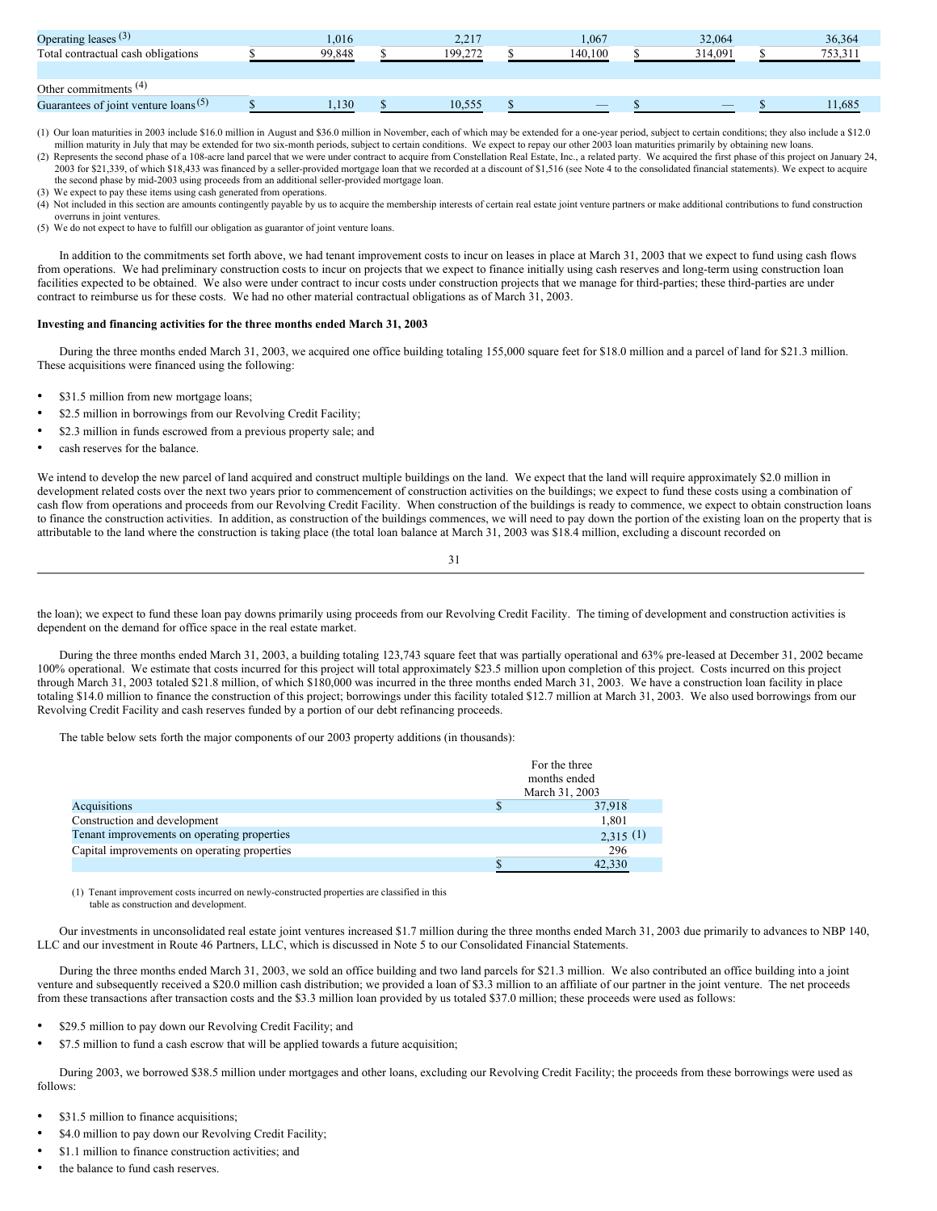| | | | | | |
|---|---|---|---|---|---|
| Operating leases [(3)] | $ 1,016 | 2,217 | 1,067 | 32,064 | 36,364 |
| Total contractual cash obligations | $ 99,848 | $ 199,272 | $ 140,100 | $ 314,091 | $ 753,311 |
| | | | | | |
| Other commitments [(4)] | | | | | |
| Guarantees of joint venture loans [(5)] | $ 1,130 | $ 10,555 | $ — | $ — | $ 11,685 |

(1) Our loan maturities in 2003 include $16.0 million in August and $36.0 million in November, each of which may be extended for a one-year period, subject to certain conditions; they also include a $12.0 million maturity in July that may be extended for two six-month periods, subject to certain conditions. We expect to repay our other 2003 loan maturities primarily by obtaining new loans.

(2) Represents the second phase of a 108-acre land parcel that we were under contract to acquire from Constellation Real Estate, Inc., a related party. We acquired the first phase of this project on January 24, 2003 for $21,339, of which $18,433 was financed by a seller-provided mortgage loan that we recorded at a discount of $1,516 (see Note 4 to the consolidated financial statements). We expect to acquire the second phase by mid-2003 using proceeds from an additional seller-provided mortgage loan.

(3) We expect to pay these items using cash generated from operations.

(4) Not included in this section are amounts contingently payable by us to acquire the membership interests of certain real estate joint venture partners or make additional contributions to fund construction overruns in joint ventures.

(5) We do not expect to have to fulfill our obligation as guarantor of joint venture loans.

In addition to the commitments set forth above, we had tenant improvement costs to incur on leases in place at March 31, 2003 that we expect to fund using cash flows from operations. We had preliminary construction costs to incur on projects that we expect to finance initially using cash reserves and long-term using construction loan facilities expected to be obtained. We also were under contract to incur costs under construction projects that we manage for third-parties; these third-parties are under contract to reimburse us for these costs. We had no other material contractual obligations as of March 31, 2003.

**Investing and financing activities for the three months ended March 31, 2003**

During the three months ended March 31, 2003, we acquired one office building totaling 155,000 square feet for $18.0 million and a parcel of land for $21.3 million. These acquisitions were financed using the following:

- $31.5 million from new mortgage loans;
- $2.5 million in borrowings from our Revolving Credit Facility;
- $2.3 million in funds escrowed from a previous property sale; and
- cash reserves for the balance.

We intend to develop the new parcel of land acquired and construct multiple buildings on the land. We expect that the land will require approximately $2.0 million in development related costs over the next two years prior to commencement of construction activities on the buildings; we expect to fund these costs using a combination of cash flow from operations and proceeds from our Revolving Credit Facility. When construction of the buildings is ready to commence, we expect to obtain construction loans to finance the construction activities. In addition, as construction of the buildings commences, we will need to pay down the portion of the existing loan on the property that is attributable to the land where the construction is taking place (the total loan balance at March 31, 2003 was $18.4 million, excluding a discount recorded on the loan); we expect to fund these loan pay downs primarily using proceeds from our Revolving Credit Facility. The timing of development and construction activities is dependent on the demand for office space in the real estate market.

During the three months ended March 31, 2003, a building totaling 123,743 square feet that was partially operational and 63% pre-leased at December 31, 2002 became 100% operational. We estimate that costs incurred for this project will total approximately $23.5 million upon completion of this project. Costs incurred on this project through March 31, 2003 totaled $21.8 million, of which $180,000 was incurred in the three months ended March 31, 2003. We have a construction loan facility in place totaling $14.0 million to finance the construction of this project; borrowings under this facility totaled $12.7 million at March 31, 2003. We also used borrowings from our Revolving Credit Facility and cash reserves funded by a portion of our debt refinancing proceeds.

The table below sets forth the major components of our 2003 property additions (in thousands):

| | For the three months ended March 31, 2003 |
|---|---|
| Acquisitions | $ 37,918 |
| Construction and development | 1,801 |
| Tenant improvements on operating properties | 2,315 (1) |
| Capital improvements on operating properties | 296 |
| | $ 42,330 |

(1) Tenant improvement costs incurred on newly-constructed properties are classified in this table as construction and development.

Our investments in unconsolidated real estate joint ventures increased $1.7 million during the three months ended March 31, 2003 due primarily to advances to NBP 140, LLC and our investment in Route 46 Partners, LLC, which is discussed in Note 5 to our Consolidated Financial Statements.

During the three months ended March 31, 2003, we sold an office building and two land parcels for $21.3 million. We also contributed an office building into a joint venture and subsequently received a $20.0 million cash distribution; we provided a loan of $3.3 million to an affiliate of our partner in the joint venture. The net proceeds from these transactions after transaction costs and the $3.3 million loan provided by us totaled $37.0 million; these proceeds were used as follows:

- $29.5 million to pay down our Revolving Credit Facility; and
- $7.5 million to fund a cash escrow that will be applied towards a future acquisition;

During 2003, we borrowed $38.5 million under mortgages and other loans, excluding our Revolving Credit Facility; the proceeds from these borrowings were used as follows:

- $31.5 million to finance acquisitions;
- $4.0 million to pay down our Revolving Credit Facility;
- $1.1 million to finance construction activities; and
- the balance to fund cash reserves.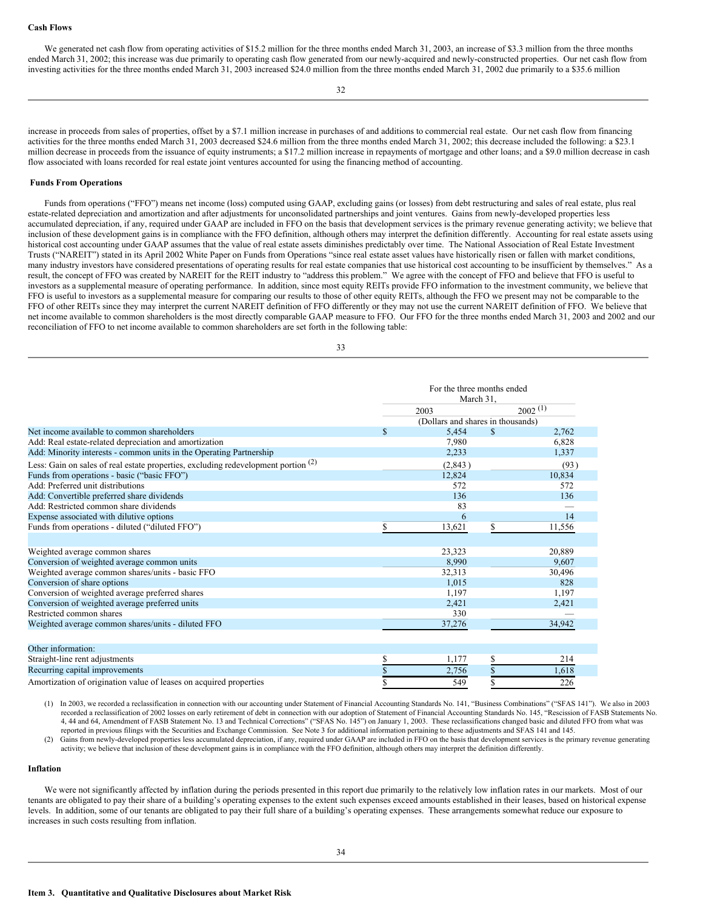**Cash Flows**

We generated net cash flow from operating activities of $15.2 million for the three months ended March 31, 2003, an increase of $3.3 million from the three months ended March 31, 2002; this increase was due primarily to operating cash flow generated from our newly-acquired and newly-constructed properties. Our net cash flow from investing activities for the three months ended March 31, 2003 increased $24.0 million from the three months ended March 31, 2002 due primarily to a $35.6 million increase in proceeds from sales of properties, offset by a $7.1 million increase in purchases of and additions to commercial real estate. Our net cash flow from financing activities for the three months ended March 31, 2003 decreased $24.6 million from the three months ended March 31, 2002; this decrease included the following: a $23.1 million decrease in proceeds from the issuance of equity instruments; a $17.2 million increase in repayments of mortgage and other loans; and a $9.0 million decrease in cash flow associated with loans recorded for real estate joint ventures accounted for using the financing method of accounting.

**Funds From Operations**

Funds from operations ("FFO") means net income (loss) computed using GAAP, excluding gains (or losses) from debt restructuring and sales of real estate, plus real estate-related depreciation and amortization and after adjustments for unconsolidated partnerships and joint ventures. Gains from newly-developed properties less accumulated depreciation, if any, required under GAAP are included in FFO on the basis that development services is the primary revenue generating activity; we believe that inclusion of these development gains is in compliance with the FFO definition, although others may interpret the definition differently. Accounting for real estate assets using historical cost accounting under GAAP assumes that the value of real estate assets diminishes predictably over time. The National Association of Real Estate Investment Trusts ("NAREIT") stated in its April 2002 White Paper on Funds from Operations "since real estate asset values have historically risen or fallen with market conditions, many industry investors have considered presentations of operating results for real estate companies that use historical cost accounting to be insufficient by themselves." As a result, the concept of FFO was created by NAREIT for the REIT industry to "address this problem." We agree with the concept of FFO and believe that FFO is useful to investors as a supplemental measure of operating performance. In addition, since most equity REITs provide FFO information to the investment community, we believe that FFO is useful to investors as a supplemental measure for comparing our results to those of other equity REITs, although the FFO we present may not be comparable to the FFO of other REITs since they may interpret the current NAREIT definition of FFO differently or they may not use the current NAREIT definition of FFO. We believe that net income available to common shareholders is the most directly comparable GAAP measure to FFO. Our FFO for the three months ended March 31, 2003 and 2002 and our reconciliation of FFO to net income available to common shareholders are set forth in the following table:

| | For the three months ended March 31, | |
|---|---|---|
| | 2003 | 2002 (1) |
| | (Dollars and shares in thousands) | |
| Net income available to common shareholders | $ 5,454 | $ 2,762 |
| Add: Real estate-related depreciation and amortization | 7,980 | 6,828 |
| Add: Minority interests - common units in the Operating Partnership | 2,233 | 1,337 |
| Less: Gain on sales of real estate properties, excluding redevelopment portion (2) | (2,843) | (93) |
| Funds from operations - basic ("basic FFO") | 12,824 | 10,834 |
| Add: Preferred unit distributions | 572 | 572 |
| Add: Convertible preferred share dividends | 136 | 136 |
| Add: Restricted common share dividends | 83 | — |
| Expense associated with dilutive options | 6 | 14 |
| Funds from operations - diluted ("diluted FFO") | $ 13,621 | $ 11,556 |
| | | |
| Weighted average common shares | 23,323 | 20,889 |
| Conversion of weighted average common units | 8,990 | 9,607 |
| Weighted average common shares/units - basic FFO | 32,313 | 30,496 |
| Conversion of share options | 1,015 | 828 |
| Conversion of weighted average preferred shares | 1,197 | 1,197 |
| Conversion of weighted average preferred units | 2,421 | 2,421 |
| Restricted common shares | 330 | — |
| Weighted average common shares/units - diluted FFO | 37,276 | 34,942 |
| | | |
| Other information: | | |
| Straight-line rent adjustments | $ 1,177 | $ 214 |
| Recurring capital improvements | $ 2,756 | $ 1,618 |
| Amortization of origination value of leases on acquired properties | $ 549 | $ 226 |

(1) In 2003, we recorded a reclassification in connection with our accounting under Statement of Financial Accounting Standards No. 141, "Business Combinations" ("SFAS 141"). We also in 2003 recorded a reclassification of 2002 losses on early retirement of debt in connection with our adoption of Statement of Financial Accounting Standards No. 145, "Rescission of FASB Statements No. 4, 44 and 64, Amendment of FASB Statement No. 13 and Technical Corrections" ("SFAS No. 145") on January 1, 2003. These reclassifications changed basic and diluted FFO from what was reported in previous filings with the Securities and Exchange Commission. See Note 3 for additional information pertaining to these adjustments and SFAS 141 and 145.

(2) Gains from newly-developed properties less accumulated depreciation, if any, required under GAAP are included in FFO on the basis that development services is the primary revenue generating activity; we believe that inclusion of these development gains is in compliance with the FFO definition, although others may interpret the definition differently.

**Inflation**

We were not significantly affected by inflation during the periods presented in this report due primarily to the relatively low inflation rates in our markets. Most of our tenants are obligated to pay their share of a building's operating expenses to the extent such expenses exceed amounts established in their leases, based on historical expense levels. In addition, some of our tenants are obligated to pay their full share of a building's operating expenses. These arrangements somewhat reduce our exposure to increases in such costs resulting from inflation.

**Item 3. Quantitative and Qualitative Disclosures about Market Risk**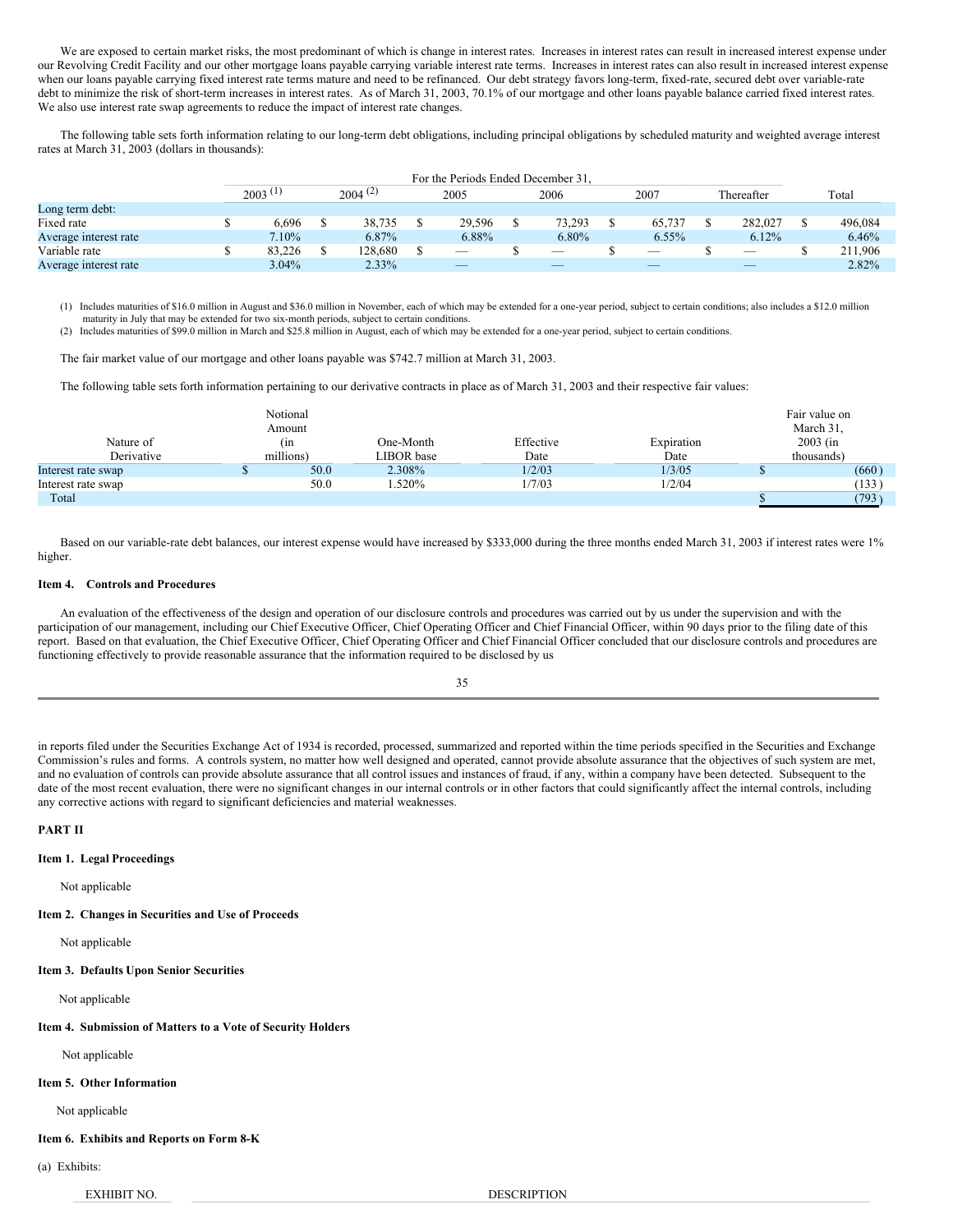We are exposed to certain market risks, the most predominant of which is change in interest rates. Increases in interest rates can result in increased interest expense under our Revolving Credit Facility and our other mortgage loans payable carrying variable interest rate terms. Increases in interest rates can also result in increased interest expense when our loans payable carrying fixed interest rate terms mature and need to be refinanced. Our debt strategy favors long-term, fixed-rate, secured debt over variable-rate debt to minimize the risk of short-term increases in interest rates. As of March 31, 2003, 70.1% of our mortgage and other loans payable balance carried fixed interest rates. We also use interest rate swap agreements to reduce the impact of interest rate changes.

The following table sets forth information relating to our long-term debt obligations, including principal obligations by scheduled maturity and weighted average interest rates at March 31, 2003 (dollars in thousands):

| | For the Periods Ended December 31, | | | | | | |
|---|---|---|---|---|---|---|---|
| | 2003 (1) | 2004 (2) | 2005 | 2006 | 2007 | Thereafter | Total |
| Long term debt: | | | | | | | |
| Fixed rate | $ 6,696 | $ 38,735 | $ 29,596 | $ 73,293 | $ 65,737 | $ 282,027 | $ 496,084 |
| Average interest rate | 7.10% | 6.87% | 6.88% | 6.80% | 6.55% | 6.12% | 6.46% |
| Variable rate | $ 83,226 | $ 128,680 | $ — | $ — | $ — | $ — | $ 211,906 |
| Average interest rate | 3.04% | 2.33% | — | — | — | — | 2.82% |

(1) Includes maturities of $16.0 million in August and $36.0 million in November, each of which may be extended for a one-year period, subject to certain conditions; also includes a $12.0 million maturity in July that may be extended for two six-month periods, subject to certain conditions.
(2) Includes maturities of $99.0 million in March and $25.8 million in August, each of which may be extended for a one-year period, subject to certain conditions.

The fair market value of our mortgage and other loans payable was $742.7 million at March 31, 2003.

The following table sets forth information pertaining to our derivative contracts in place as of March 31, 2003 and their respective fair values:

| Nature of Derivative | Notional Amount (in millions) | One-Month LIBOR base | Effective Date | Expiration Date | Fair value on March 31, 2003 (in thousands) |
|---|---|---|---|---|---|
| Interest rate swap | $ 50.0 | 2.308% | 1/2/03 | 1/3/05 | $ (660) |
| Interest rate swap | 50.0 | 1.520% | 1/7/03 | 1/2/04 | (133) |
| Total | | | | | $ (793) |

Based on our variable-rate debt balances, our interest expense would have increased by $333,000 during the three months ended March 31, 2003 if interest rates were 1% higher.

**Item 4. Controls and Procedures**

An evaluation of the effectiveness of the design and operation of our disclosure controls and procedures was carried out by us under the supervision and with the participation of our management, including our Chief Executive Officer, Chief Operating Officer and Chief Financial Officer, within 90 days prior to the filing date of this report. Based on that evaluation, the Chief Executive Officer, Chief Operating Officer and Chief Financial Officer concluded that our disclosure controls and procedures are functioning effectively to provide reasonable assurance that the information required to be disclosed by us in reports filed under the Securities Exchange Act of 1934 is recorded, processed, summarized and reported within the time periods specified in the Securities and Exchange Commission's rules and forms. A controls system, no matter how well designed and operated, cannot provide absolute assurance that the objectives of such system are met, and no evaluation of controls can provide absolute assurance that all control issues and instances of fraud, if any, within a company have been detected. Subsequent to the date of the most recent evaluation, there were no significant changes in our internal controls or in other factors that could significantly affect the internal controls, including any corrective actions with regard to significant deficiencies and material weaknesses.

**PART II**

**Item 1. Legal Proceedings**

Not applicable

**Item 2. Changes in Securities and Use of Proceeds**

Not applicable

**Item 3. Defaults Upon Senior Securities**

Not applicable

**Item 4. Submission of Matters to a Vote of Security Holders**

Not applicable

**Item 5. Other Information**

Not applicable

**Item 6. Exhibits and Reports on Form 8-K**

(a) Exhibits:

| EXHIBIT NO. | DESCRIPTION |
|---|---|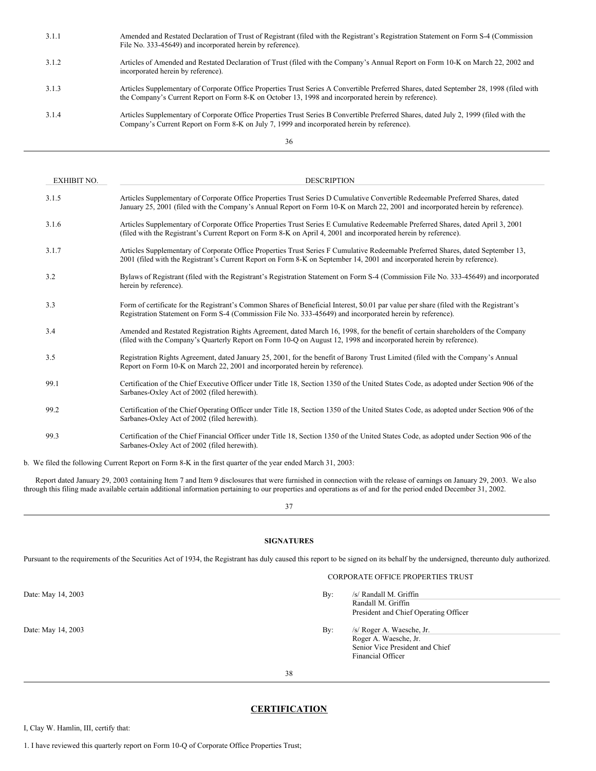| | |
|---|---|
| 3.1.1 | Amended and Restated Declaration of Trust of Registrant (filed with the Registrant's Registration Statement on Form S-4 (Commission File No. 333-45649) and incorporated herein by reference). |
| 3.1.2 | Articles of Amended and Restated Declaration of Trust (filed with the Company's Annual Report on Form 10-K on March 22, 2002 and incorporated herein by reference). |
| 3.1.3 | Articles Supplementary of Corporate Office Properties Trust Series A Convertible Preferred Shares, dated September 28, 1998 (filed with the Company's Current Report on Form 8-K on October 13, 1998 and incorporated herein by reference). |
| 3.1.4 | Articles Supplementary of Corporate Office Properties Trust Series B Convertible Preferred Shares, dated July 2, 1999 (filed with the Company's Current Report on Form 8-K on July 7, 1999 and incorporated herein by reference). |

| EXHIBIT NO. | DESCRIPTION |
|---|---|
| 3.1.5 | Articles Supplementary of Corporate Office Properties Trust Series D Cumulative Convertible Redeemable Preferred Shares, dated January 25, 2001 (filed with the Company's Annual Report on Form 10-K on March 22, 2001 and incorporated herein by reference). |
| 3.1.6 | Articles Supplementary of Corporate Office Properties Trust Series E Cumulative Redeemable Preferred Shares, dated April 3, 2001 (filed with the Registrant's Current Report on Form 8-K on April 4, 2001 and incorporated herein by reference). |
| 3.1.7 | Articles Supplementary of Corporate Office Properties Trust Series F Cumulative Redeemable Preferred Shares, dated September 13, 2001 (filed with the Registrant's Current Report on Form 8-K on September 14, 2001 and incorporated herein by reference). |
| 3.2 | Bylaws of Registrant (filed with the Registrant's Registration Statement on Form S-4 (Commission File No. 333-45649) and incorporated herein by reference). |
| 3.3 | Form of certificate for the Registrant's Common Shares of Beneficial Interest, $0.01 par value per share (filed with the Registrant's Registration Statement on Form S-4 (Commission File No. 333-45649) and incorporated herein by reference). |
| 3.4 | Amended and Restated Registration Rights Agreement, dated March 16, 1998, for the benefit of certain shareholders of the Company (filed with the Company's Quarterly Report on Form 10-Q on August 12, 1998 and incorporated herein by reference). |
| 3.5 | Registration Rights Agreement, dated January 25, 2001, for the benefit of Barony Trust Limited (filed with the Company's Annual Report on Form 10-K on March 22, 2001 and incorporated herein by reference). |
| 99.1 | Certification of the Chief Executive Officer under Title 18, Section 1350 of the United States Code, as adopted under Section 906 of the Sarbanes-Oxley Act of 2002 (filed herewith). |
| 99.2 | Certification of the Chief Operating Officer under Title 18, Section 1350 of the United States Code, as adopted under Section 906 of the Sarbanes-Oxley Act of 2002 (filed herewith). |
| 99.3 | Certification of the Chief Financial Officer under Title 18, Section 1350 of the United States Code, as adopted under Section 906 of the Sarbanes-Oxley Act of 2002 (filed herewith). |

b. We filed the following Current Report on Form 8-K in the first quarter of the year ended March 31, 2003:

Report dated January 29, 2003 containing Item 7 and Item 9 disclosures that were furnished in connection with the release of earnings on January 29, 2003. We also through this filing made available certain additional information pertaining to our properties and operations as of and for the period ended December 31, 2002.

**SIGNATURES**

Pursuant to the requirements of the Securities Act of 1934, the Registrant has duly caused this report to be signed on its behalf by the undersigned, thereunto duly authorized.

CORPORATE OFFICE PROPERTIES TRUST

Date: May 14, 2003

By: /s/ Randall M. Griffin
Randall M. Griffin
President and Chief Operating Officer

Date: May 14, 2003

By: /s/ Roger A. Waesche, Jr.
Roger A. Waesche, Jr.
Senior Vice President and Chief Financial Officer

## CERTIFICATION

I, Clay W. Hamlin, III, certify that:

1. I have reviewed this quarterly report on Form 10-Q of Corporate Office Properties Trust;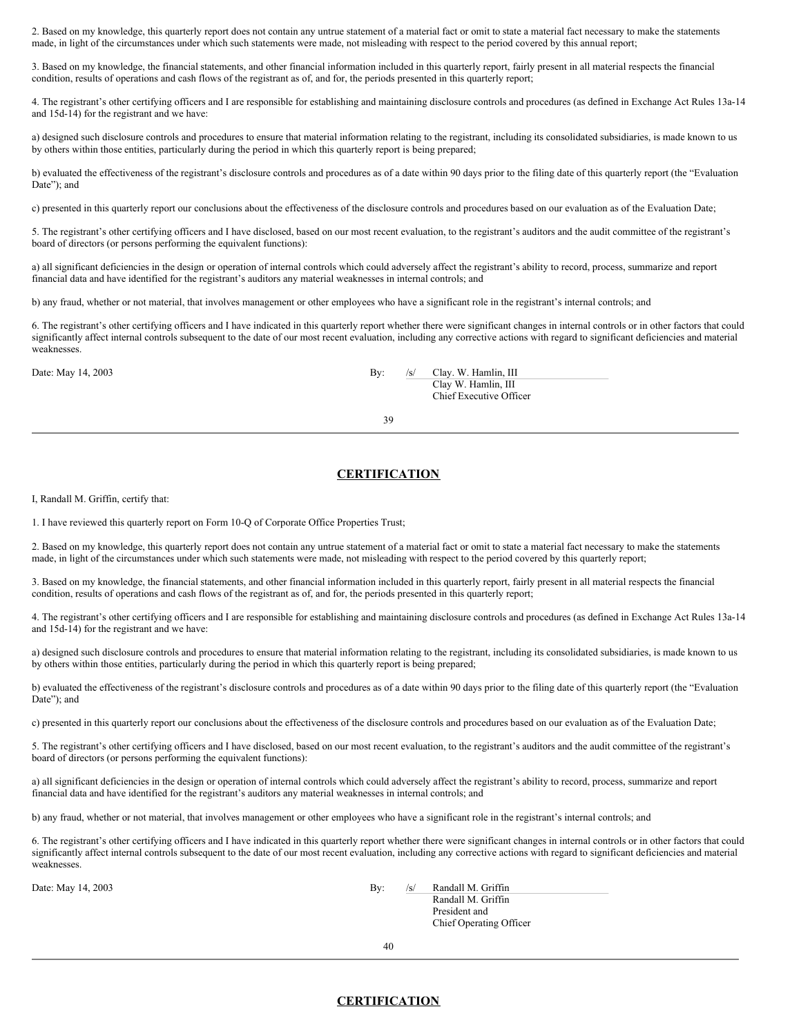2. Based on my knowledge, this quarterly report does not contain any untrue statement of a material fact or omit to state a material fact necessary to make the statements made, in light of the circumstances under which such statements were made, not misleading with respect to the period covered by this annual report;

3. Based on my knowledge, the financial statements, and other financial information included in this quarterly report, fairly present in all material respects the financial condition, results of operations and cash flows of the registrant as of, and for, the periods presented in this quarterly report;

4. The registrant's other certifying officers and I are responsible for establishing and maintaining disclosure controls and procedures (as defined in Exchange Act Rules 13a-14 and 15d-14) for the registrant and we have:

a) designed such disclosure controls and procedures to ensure that material information relating to the registrant, including its consolidated subsidiaries, is made known to us by others within those entities, particularly during the period in which this quarterly report is being prepared;

b) evaluated the effectiveness of the registrant's disclosure controls and procedures as of a date within 90 days prior to the filing date of this quarterly report (the "Evaluation Date"); and

c) presented in this quarterly report our conclusions about the effectiveness of the disclosure controls and procedures based on our evaluation as of the Evaluation Date;

5. The registrant's other certifying officers and I have disclosed, based on our most recent evaluation, to the registrant's auditors and the audit committee of the registrant's board of directors (or persons performing the equivalent functions):

a) all significant deficiencies in the design or operation of internal controls which could adversely affect the registrant's ability to record, process, summarize and report financial data and have identified for the registrant's auditors any material weaknesses in internal controls; and

b) any fraud, whether or not material, that involves management or other employees who have a significant role in the registrant's internal controls; and

6. The registrant's other certifying officers and I have indicated in this quarterly report whether there were significant changes in internal controls or in other factors that could significantly affect internal controls subsequent to the date of our most recent evaluation, including any corrective actions with regard to significant deficiencies and material weaknesses.

Date: May 14, 2003

By: /s/ Clay. W. Hamlin, III
Clay W. Hamlin, III
Chief Executive Officer

## CERTIFICATION

I, Randall M. Griffin, certify that:

1. I have reviewed this quarterly report on Form 10-Q of Corporate Office Properties Trust;

2. Based on my knowledge, this quarterly report does not contain any untrue statement of a material fact or omit to state a material fact necessary to make the statements made, in light of the circumstances under which such statements were made, not misleading with respect to the period covered by this quarterly report;

3. Based on my knowledge, the financial statements, and other financial information included in this quarterly report, fairly present in all material respects the financial condition, results of operations and cash flows of the registrant as of, and for, the periods presented in this quarterly report;

4. The registrant's other certifying officers and I are responsible for establishing and maintaining disclosure controls and procedures (as defined in Exchange Act Rules 13a-14 and 15d-14) for the registrant and we have:

a) designed such disclosure controls and procedures to ensure that material information relating to the registrant, including its consolidated subsidiaries, is made known to us by others within those entities, particularly during the period in which this quarterly report is being prepared;

b) evaluated the effectiveness of the registrant's disclosure controls and procedures as of a date within 90 days prior to the filing date of this quarterly report (the "Evaluation Date"); and

c) presented in this quarterly report our conclusions about the effectiveness of the disclosure controls and procedures based on our evaluation as of the Evaluation Date;

5. The registrant's other certifying officers and I have disclosed, based on our most recent evaluation, to the registrant's auditors and the audit committee of the registrant's board of directors (or persons performing the equivalent functions):

a) all significant deficiencies in the design or operation of internal controls which could adversely affect the registrant's ability to record, process, summarize and report financial data and have identified for the registrant's auditors any material weaknesses in internal controls; and

b) any fraud, whether or not material, that involves management or other employees who have a significant role in the registrant's internal controls; and

6. The registrant's other certifying officers and I have indicated in this quarterly report whether there were significant changes in internal controls or in other factors that could significantly affect internal controls subsequent to the date of our most recent evaluation, including any corrective actions with regard to significant deficiencies and material weaknesses.

Date: May 14, 2003

By: /s/ Randall M. Griffin
Randall M. Griffin
President and
Chief Operating Officer

## CERTIFICATION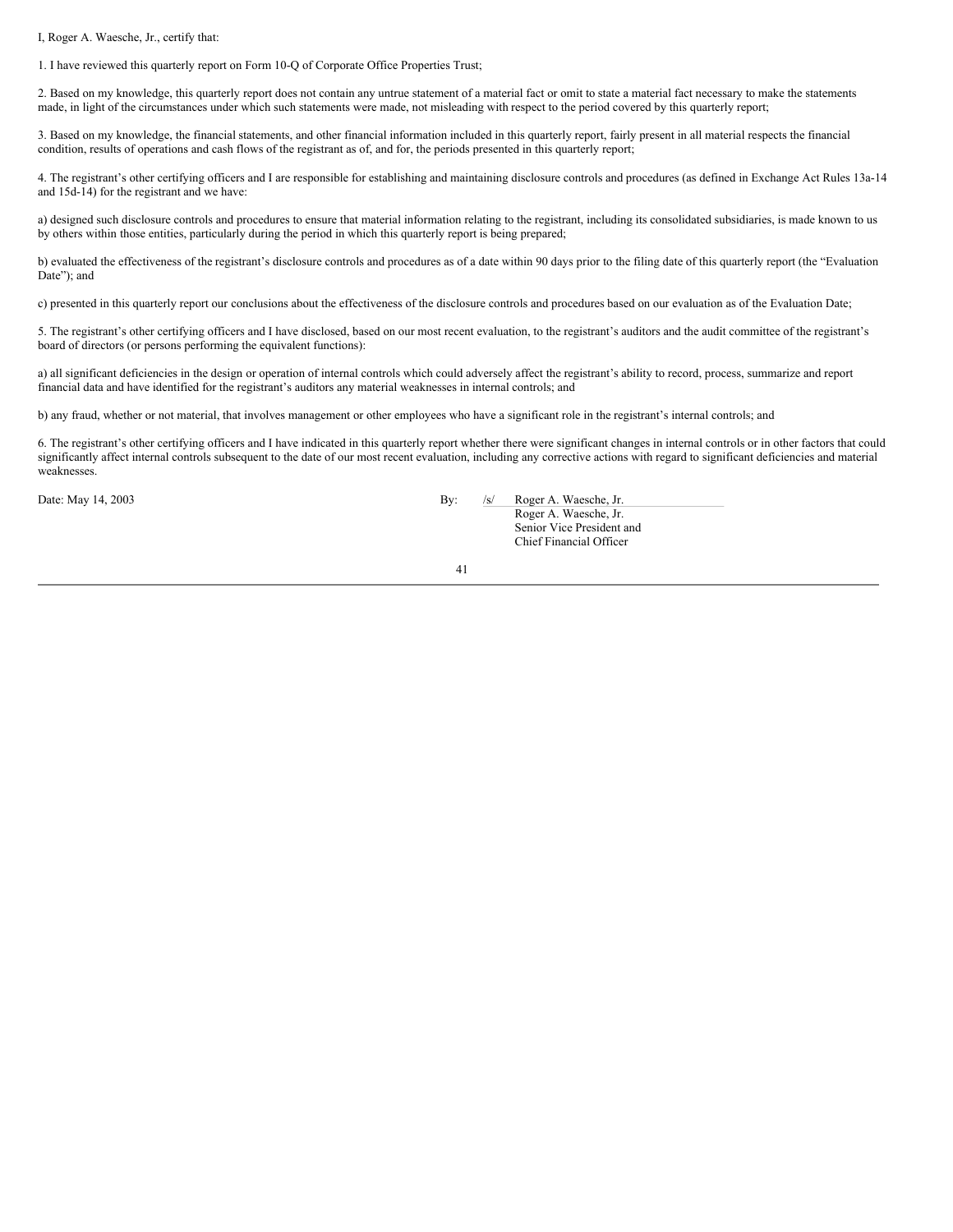I, Roger A. Waesche, Jr., certify that:

1. I have reviewed this quarterly report on Form 10-Q of Corporate Office Properties Trust;

2. Based on my knowledge, this quarterly report does not contain any untrue statement of a material fact or omit to state a material fact necessary to make the statements made, in light of the circumstances under which such statements were made, not misleading with respect to the period covered by this quarterly report;

3. Based on my knowledge, the financial statements, and other financial information included in this quarterly report, fairly present in all material respects the financial condition, results of operations and cash flows of the registrant as of, and for, the periods presented in this quarterly report;

4. The registrant's other certifying officers and I are responsible for establishing and maintaining disclosure controls and procedures (as defined in Exchange Act Rules 13a-14 and 15d-14) for the registrant and we have:

a) designed such disclosure controls and procedures to ensure that material information relating to the registrant, including its consolidated subsidiaries, is made known to us by others within those entities, particularly during the period in which this quarterly report is being prepared;

b) evaluated the effectiveness of the registrant's disclosure controls and procedures as of a date within 90 days prior to the filing date of this quarterly report (the "Evaluation Date"); and

c) presented in this quarterly report our conclusions about the effectiveness of the disclosure controls and procedures based on our evaluation as of the Evaluation Date;

5. The registrant's other certifying officers and I have disclosed, based on our most recent evaluation, to the registrant's auditors and the audit committee of the registrant's board of directors (or persons performing the equivalent functions):

a) all significant deficiencies in the design or operation of internal controls which could adversely affect the registrant's ability to record, process, summarize and report financial data and have identified for the registrant's auditors any material weaknesses in internal controls; and

b) any fraud, whether or not material, that involves management or other employees who have a significant role in the registrant's internal controls; and

6. The registrant's other certifying officers and I have indicated in this quarterly report whether there were significant changes in internal controls or in other factors that could significantly affect internal controls subsequent to the date of our most recent evaluation, including any corrective actions with regard to significant deficiencies and material weaknesses.

Date: May 14, 2003

By: /s/ Roger A. Waesche, Jr.
Roger A. Waesche, Jr.
Senior Vice President and
Chief Financial Officer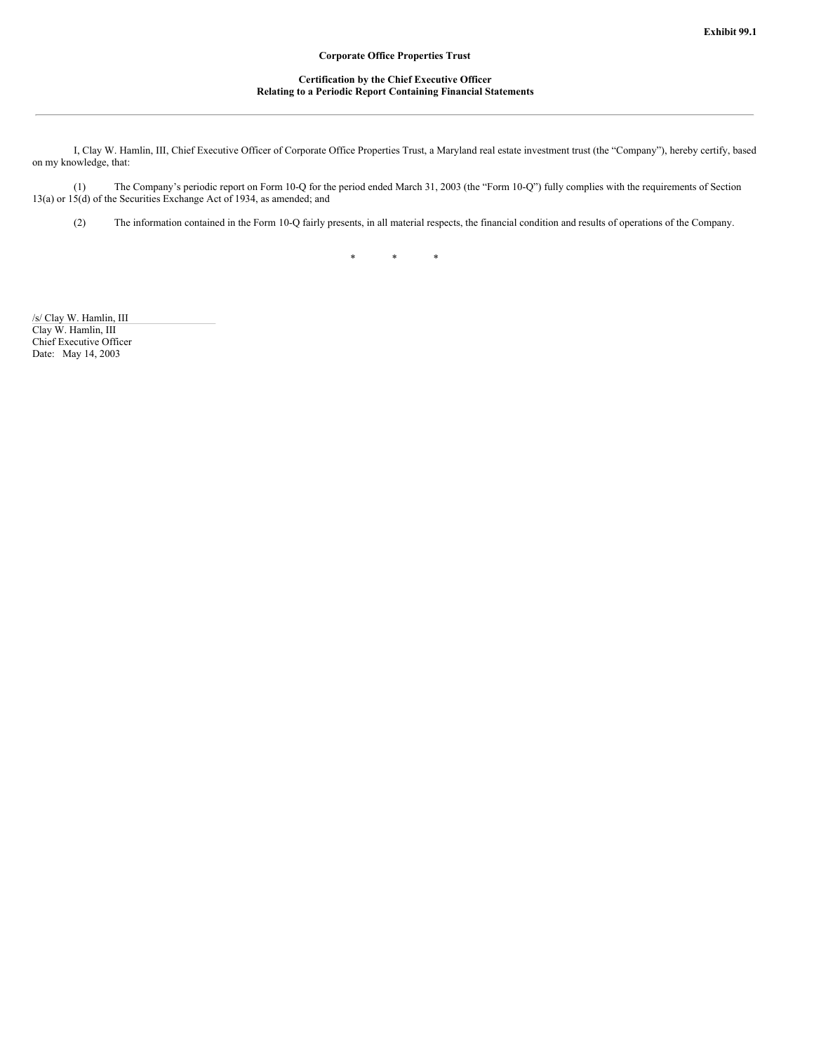**Exhibit 99.1**

**Corporate Office Properties Trust**

**Certification by the Chief Executive Officer**
**Relating to a Periodic Report Containing Financial Statements**

---

I, Clay W. Hamlin, III, Chief Executive Officer of Corporate Office Properties Trust, a Maryland real estate investment trust (the "Company"), hereby certify, based on my knowledge, that:

(1) The Company's periodic report on Form 10-Q for the period ended March 31, 2003 (the "Form 10-Q") fully complies with the requirements of Section 13(a) or 15(d) of the Securities Exchange Act of 1934, as amended; and

(2) The information contained in the Form 10-Q fairly presents, in all material respects, the financial condition and results of operations of the Company.

\* \* \*

/s/ Clay W. Hamlin, III
Clay W. Hamlin, III
Chief Executive Officer
Date: May 14, 2003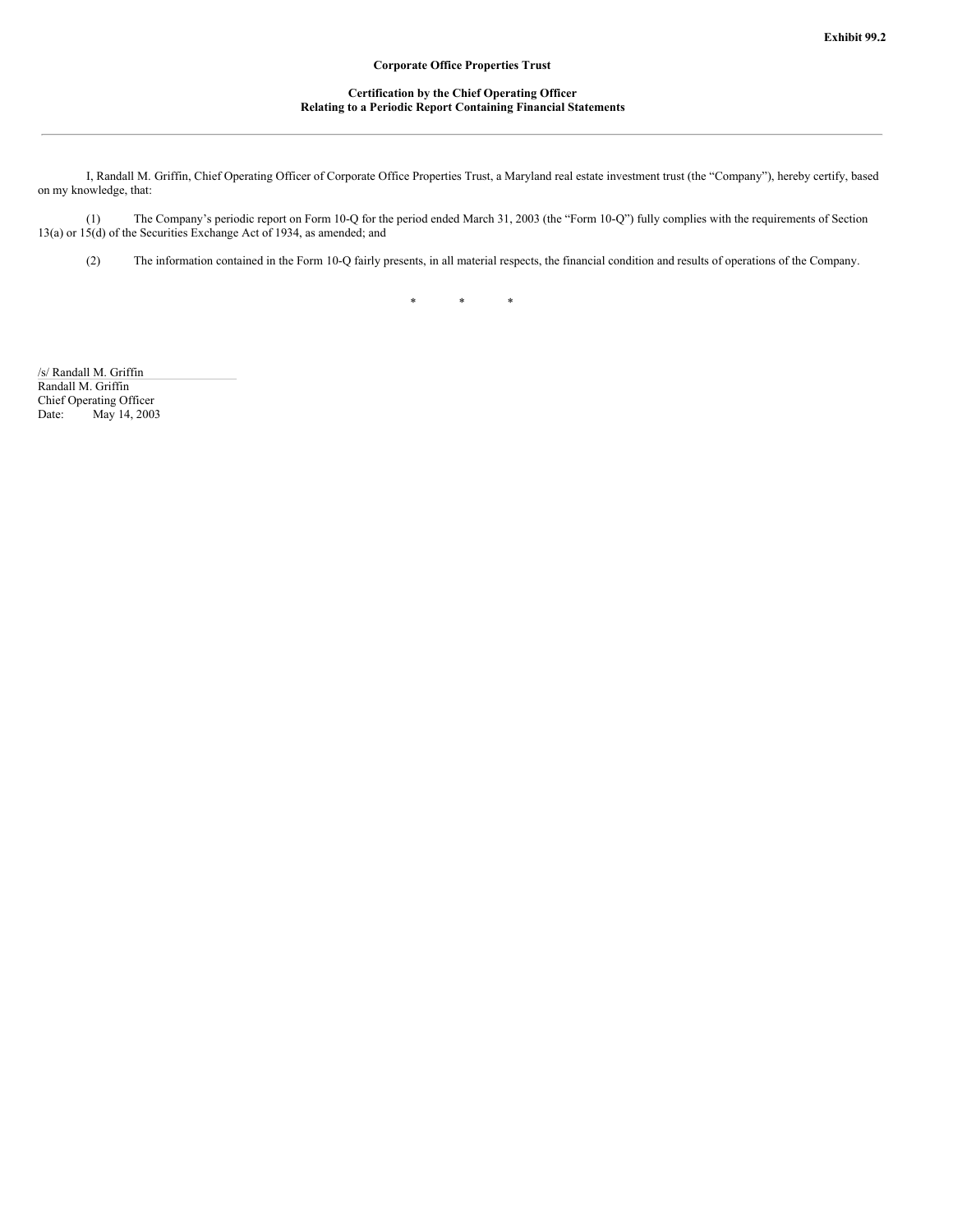**Exhibit 99.2**

**Corporate Office Properties Trust**

**Certification by the Chief Operating Officer**
**Relating to a Periodic Report Containing Financial Statements**

---

I, Randall M. Griffin, Chief Operating Officer of Corporate Office Properties Trust, a Maryland real estate investment trust (the "Company"), hereby certify, based on my knowledge, that:

(1) The Company's periodic report on Form 10-Q for the period ended March 31, 2003 (the "Form 10-Q") fully complies with the requirements of Section 13(a) or 15(d) of the Securities Exchange Act of 1934, as amended; and

(2) The information contained in the Form 10-Q fairly presents, in all material respects, the financial condition and results of operations of the Company.

\* \* \*

/s/ Randall M. Griffin
Randall M. Griffin
Chief Operating Officer
Date: May 14, 2003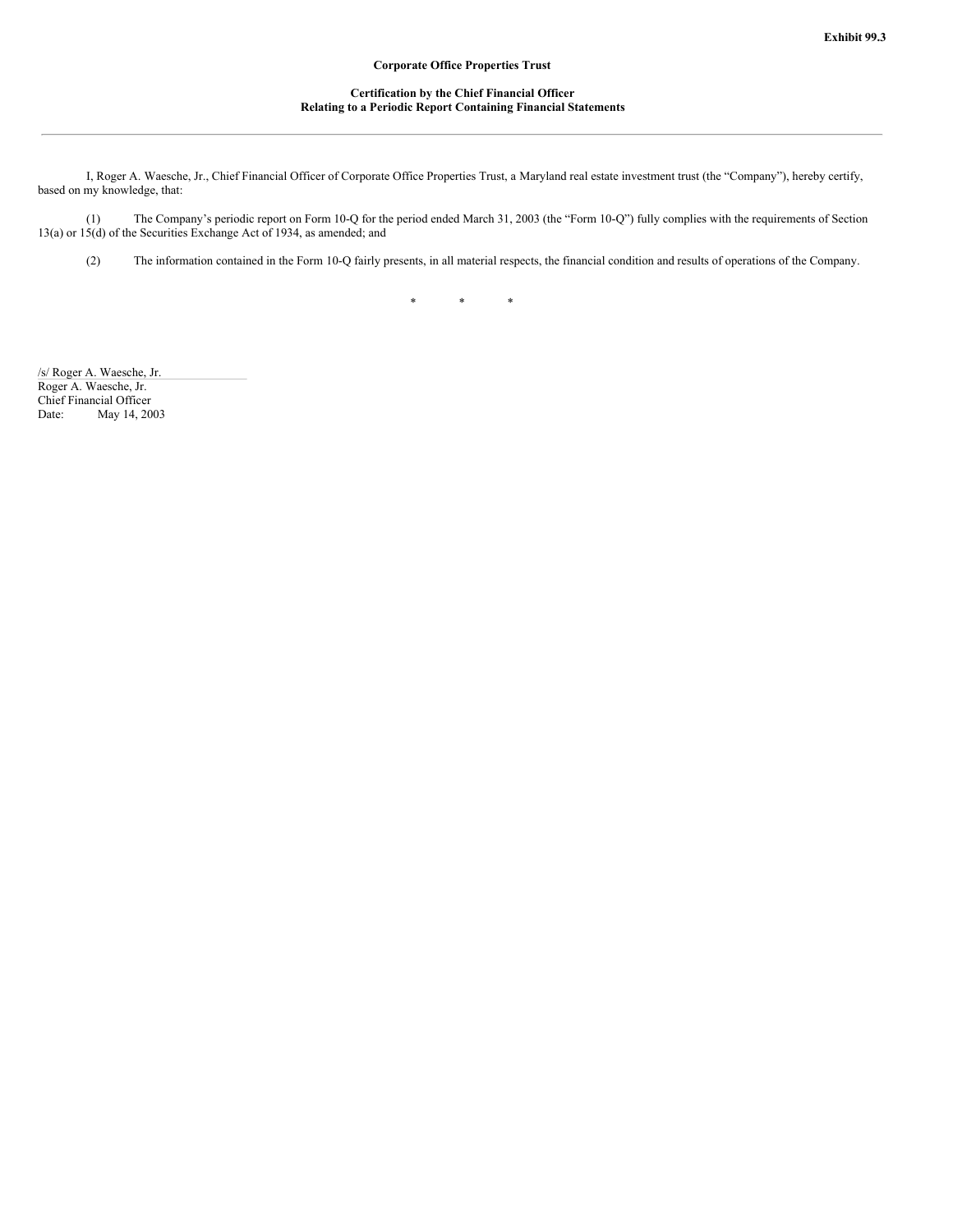Exhibit 99.3

**Corporate Office Properties Trust**

**Certification by the Chief Financial Officer**
**Relating to a Periodic Report Containing Financial Statements**

---

I, Roger A. Waesche, Jr., Chief Financial Officer of Corporate Office Properties Trust, a Maryland real estate investment trust (the "Company"), hereby certify, based on my knowledge, that:

(1) The Company's periodic report on Form 10-Q for the period ended March 31, 2003 (the "Form 10-Q") fully complies with the requirements of Section 13(a) or 15(d) of the Securities Exchange Act of 1934, as amended; and

(2) The information contained in the Form 10-Q fairly presents, in all material respects, the financial condition and results of operations of the Company.

\* \* \*

/s/ Roger A. Waesche, Jr.
Roger A. Waesche, Jr.
Chief Financial Officer
Date: May 14, 2003